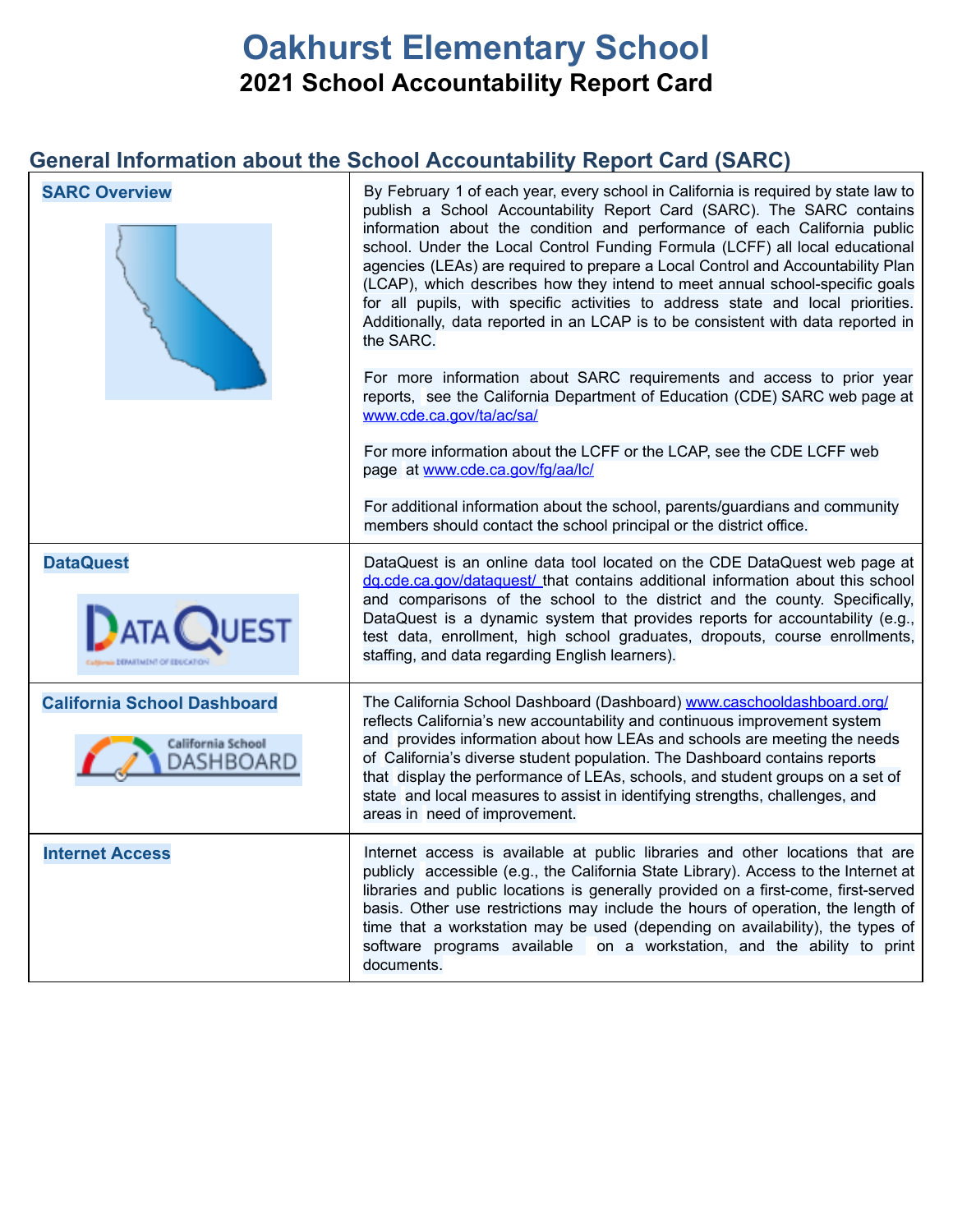# Oakhurst Elementary School

## 2021 School Accountability Report Card

## General Information about the School Accountability Report Card (SARC)

| | |
|---|---|
| **SARC Overview** | By February 1 of each year, every school in California is required by state law to publish a School Accountability Report Card (SARC). The SARC contains information about the condition and performance of each California public school. Under the Local Control Funding Formula (LCFF) all local educational agencies (LEAs) are required to prepare a Local Control and Accountability Plan (LCAP), which describes how they intend to meet annual school-specific goals for all pupils, with specific activities to address state and local priorities. Additionally, data reported in an LCAP is to be consistent with data reported in the SARC.<br><br>For more information about SARC requirements and access to prior year reports, see the California Department of Education (CDE) SARC web page at www.cde.ca.gov/ta/ac/sa/<br><br>For more information about the LCFF or the LCAP, see the CDE LCFF web page at www.cde.ca.gov/fg/aa/lc/<br><br>For additional information about the school, parents/guardians and community members should contact the school principal or the district office. |
| **DataQuest** | DataQuest is an online data tool located on the CDE DataQuest web page at dq.cde.ca.gov/dataquest/ that contains additional information about this school and comparisons of the school to the district and the county. Specifically, DataQuest is a dynamic system that provides reports for accountability (e.g., test data, enrollment, high school graduates, dropouts, course enrollments, staffing, and data regarding English learners). |
| **California School Dashboard** | The California School Dashboard (Dashboard) www.caschooldashboard.org/ reflects California's new accountability and continuous improvement system and provides information about how LEAs and schools are meeting the needs of California's diverse student population. The Dashboard contains reports that display the performance of LEAs, schools, and student groups on a set of state and local measures to assist in identifying strengths, challenges, and areas in need of improvement. |
| **Internet Access** | Internet access is available at public libraries and other locations that are publicly accessible (e.g., the California State Library). Access to the Internet at libraries and public locations is generally provided on a first-come, first-served basis. Other use restrictions may include the hours of operation, the length of time that a workstation may be used (depending on availability), the types of software programs available on a workstation, and the ability to print documents. |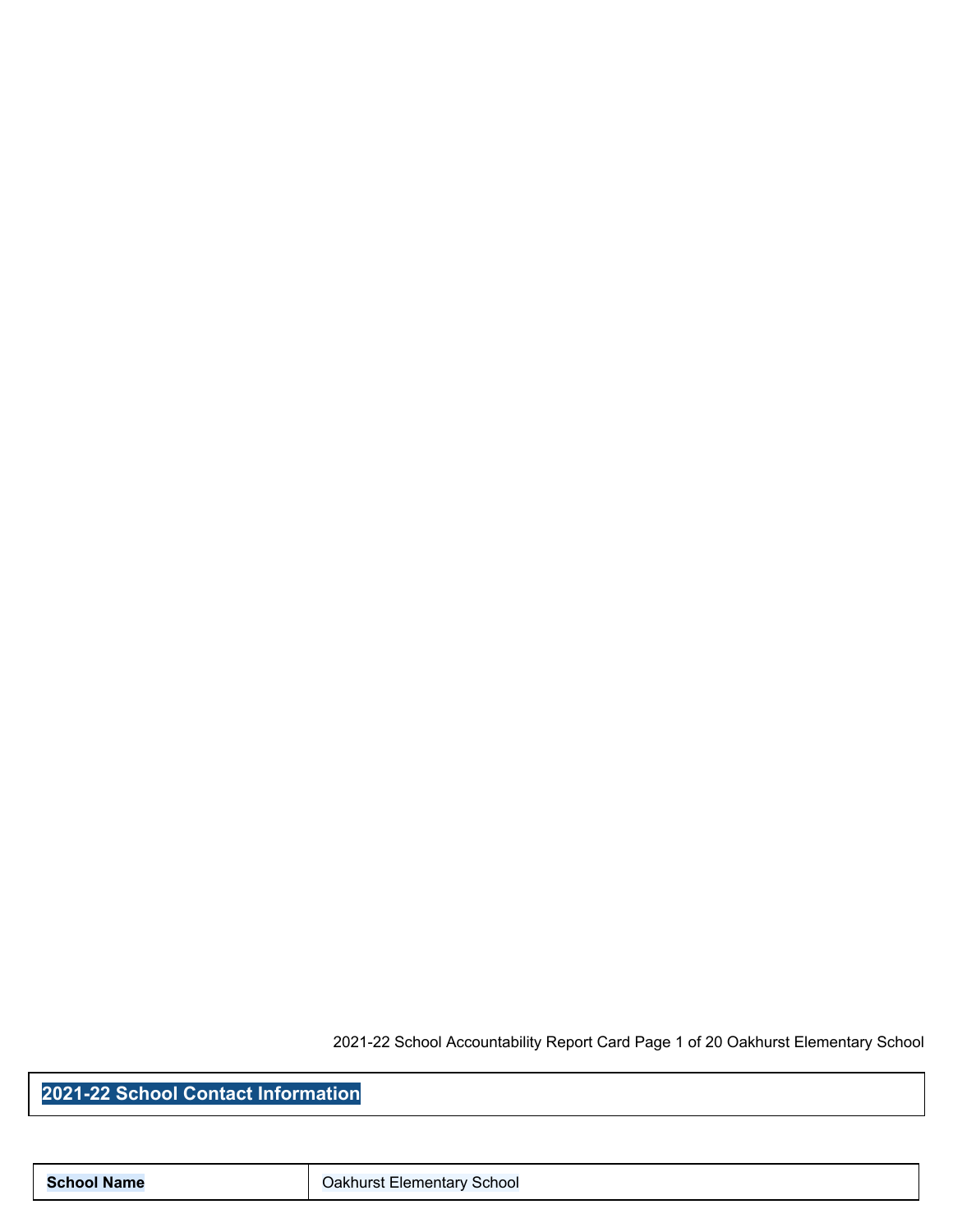## 2021-22 School Contact Information

| School Name | Oakhurst Elementary School |
| --- | --- |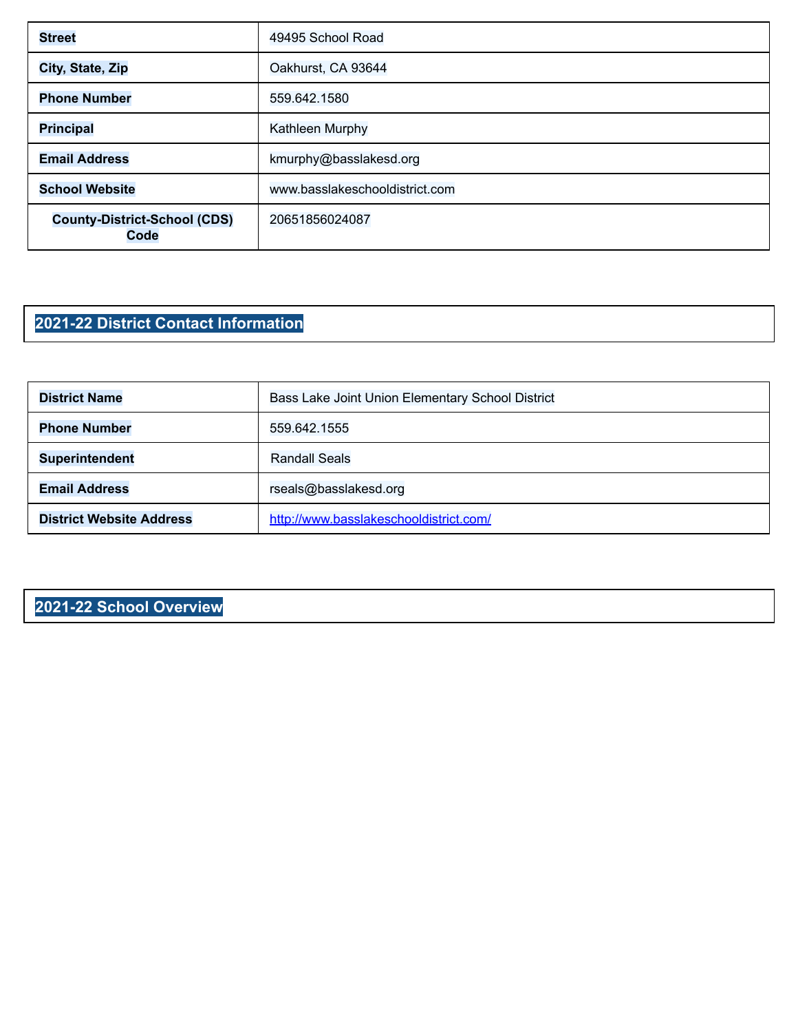| Street | 49495 School Road |
| --- | --- |
| City, State, Zip | Oakhurst, CA 93644 |
| Phone Number | 559.642.1580 |
| Principal | Kathleen Murphy |
| Email Address | kmurphy@basslakesd.org |
| School Website | www.basslakeschooldistrict.com |
| County-District-School (CDS) Code | 20651856024087 |

## 2021-22 District Contact Information

| District Name | Bass Lake Joint Union Elementary School District |
| --- | --- |
| Phone Number | 559.642.1555 |
| Superintendent | Randall Seals |
| Email Address | rseals@basslakesd.org |
| District Website Address | http://www.basslakeschooldistrict.com/ |

## 2021-22 School Overview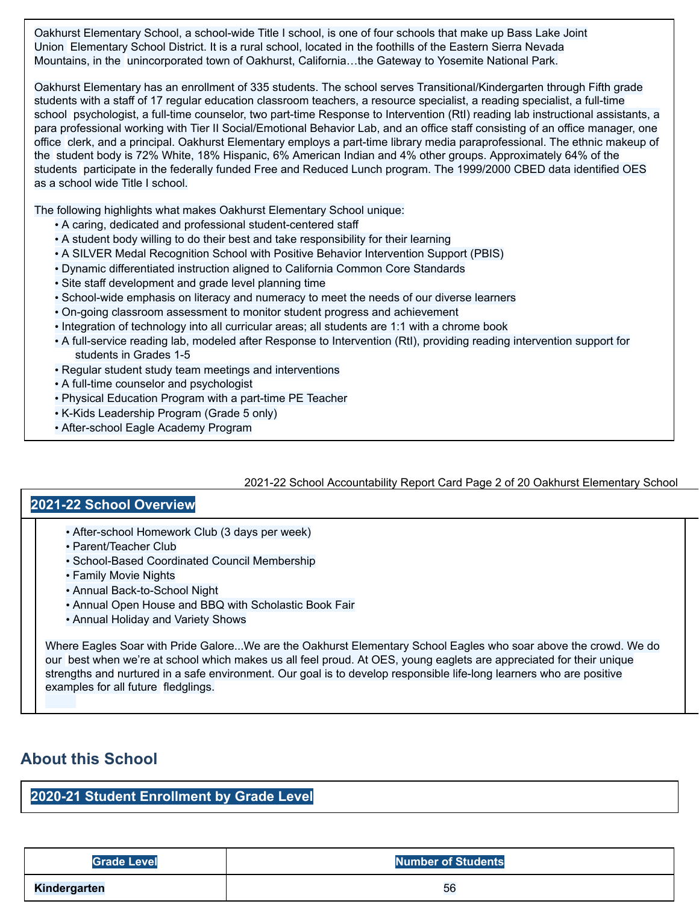Oakhurst Elementary School, a school-wide Title I school, is one of four schools that make up Bass Lake Joint Union Elementary School District. It is a rural school, located in the foothills of the Eastern Sierra Nevada Mountains, in the unincorporated town of Oakhurst, California…the Gateway to Yosemite National Park.

Oakhurst Elementary has an enrollment of 335 students. The school serves Transitional/Kindergarten through Fifth grade students with a staff of 17 regular education classroom teachers, a resource specialist, a reading specialist, a full-time school psychologist, a full-time counselor, two part-time Response to Intervention (RtI) reading lab instructional assistants, a para professional working with Tier II Social/Emotional Behavior Lab, and an office staff consisting of an office manager, one office clerk, and a principal. Oakhurst Elementary employs a part-time library media paraprofessional. The ethnic makeup of the student body is 72% White, 18% Hispanic, 6% American Indian and 4% other groups. Approximately 64% of the students participate in the federally funded Free and Reduced Lunch program. The 1999/2000 CBED data identified OES as a school wide Title I school.

The following highlights what makes Oakhurst Elementary School unique:

- A caring, dedicated and professional student-centered staff
- A student body willing to do their best and take responsibility for their learning
- A SILVER Medal Recognition School with Positive Behavior Intervention Support (PBIS)
- Dynamic differentiated instruction aligned to California Common Core Standards
- Site staff development and grade level planning time
- School-wide emphasis on literacy and numeracy to meet the needs of our diverse learners
- On-going classroom assessment to monitor student progress and achievement
- Integration of technology into all curricular areas; all students are 1:1 with a chrome book
- A full-service reading lab, modeled after Response to Intervention (RtI), providing reading intervention support for students in Grades 1-5
- Regular student study team meetings and interventions
- A full-time counselor and psychologist
- Physical Education Program with a part-time PE Teacher
- K-Kids Leadership Program (Grade 5 only)
- After-school Eagle Academy Program

## 2021-22 School Overview

- After-school Homework Club (3 days per week)
- Parent/Teacher Club
- School-Based Coordinated Council Membership
- Family Movie Nights
- Annual Back-to-School Night
- Annual Open House and BBQ with Scholastic Book Fair
- Annual Holiday and Variety Shows

Where Eagles Soar with Pride Galore...We are the Oakhurst Elementary School Eagles who soar above the crowd. We do our best when we're at school which makes us all feel proud. At OES, young eaglets are appreciated for their unique strengths and nurtured in a safe environment. Our goal is to develop responsible life-long learners who are positive examples for all future fledglings.

# About this School

## 2020-21 Student Enrollment by Grade Level

| Grade Level | Number of Students |
| --- | --- |
| **Kindergarten** | 56 |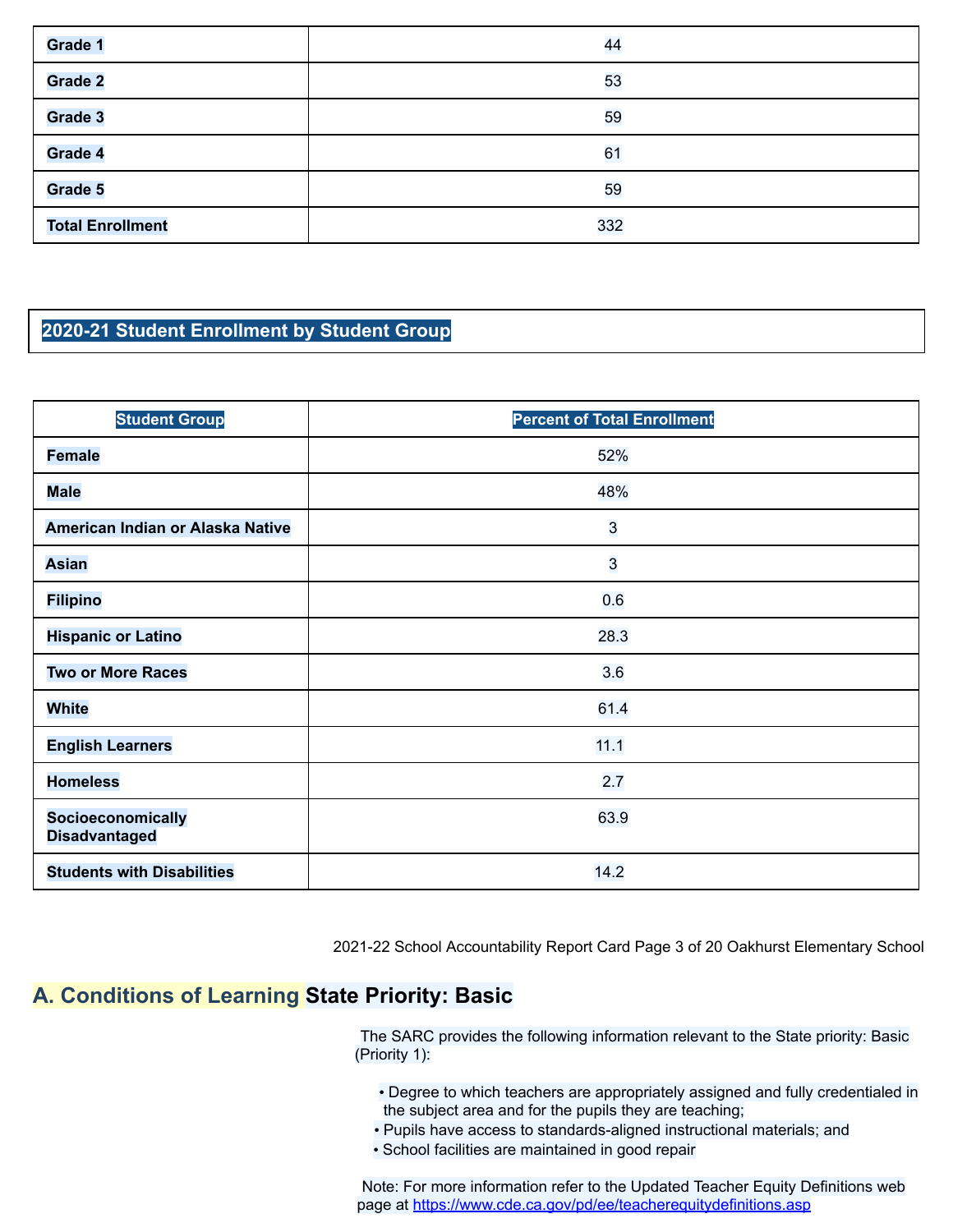| Grade 1 | 44 |
|---|---|
| Grade 2 | 53 |
| Grade 3 | 59 |
| Grade 4 | 61 |
| Grade 5 | 59 |
| Total Enrollment | 332 |

## 2020-21 Student Enrollment by Student Group

| Student Group | Percent of Total Enrollment |
|---|---|
| Female | 52% |
| Male | 48% |
| American Indian or Alaska Native | 3 |
| Asian | 3 |
| Filipino | 0.6 |
| Hispanic or Latino | 28.3 |
| Two or More Races | 3.6 |
| White | 61.4 |
| English Learners | 11.1 |
| Homeless | 2.7 |
| Socioeconomically Disadvantaged | 63.9 |
| Students with Disabilities | 14.2 |

## A. Conditions of Learning State Priority: Basic

The SARC provides the following information relevant to the State priority: Basic (Priority 1):

- Degree to which teachers are appropriately assigned and fully credentialed in the subject area and for the pupils they are teaching;
- Pupils have access to standards-aligned instructional materials; and
- School facilities are maintained in good repair

Note: For more information refer to the Updated Teacher Equity Definitions web page at https://www.cde.ca.gov/pd/ee/teacherequitydefinitions.asp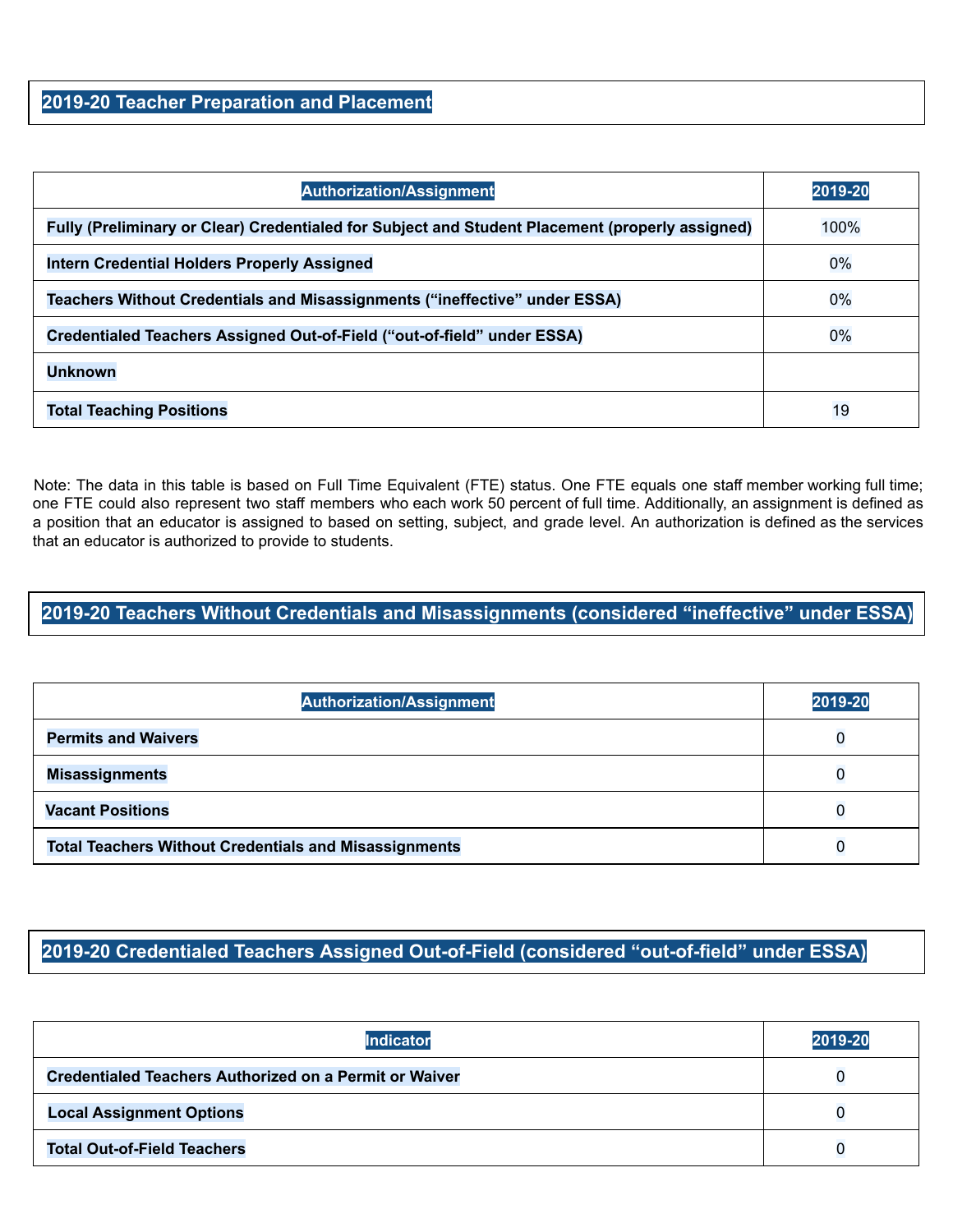## 2019-20 Teacher Preparation and Placement

| Authorization/Assignment | 2019-20 |
| --- | --- |
| Fully (Preliminary or Clear) Credentialed for Subject and Student Placement (properly assigned) | 100% |
| Intern Credential Holders Properly Assigned | 0% |
| Teachers Without Credentials and Misassignments ("ineffective" under ESSA) | 0% |
| Credentialed Teachers Assigned Out-of-Field ("out-of-field" under ESSA) | 0% |
| Unknown | |
| Total Teaching Positions | 19 |

Note: The data in this table is based on Full Time Equivalent (FTE) status. One FTE equals one staff member working full time; one FTE could also represent two staff members who each work 50 percent of full time. Additionally, an assignment is defined as a position that an educator is assigned to based on setting, subject, and grade level. An authorization is defined as the services that an educator is authorized to provide to students.

## 2019-20 Teachers Without Credentials and Misassignments (considered "ineffective" under ESSA)

| Authorization/Assignment | 2019-20 |
| --- | --- |
| Permits and Waivers | 0 |
| Misassignments | 0 |
| Vacant Positions | 0 |
| Total Teachers Without Credentials and Misassignments | 0 |

## 2019-20 Credentialed Teachers Assigned Out-of-Field (considered "out-of-field" under ESSA)

| Indicator | 2019-20 |
| --- | --- |
| Credentialed Teachers Authorized on a Permit or Waiver | 0 |
| Local Assignment Options | 0 |
| Total Out-of-Field Teachers | 0 |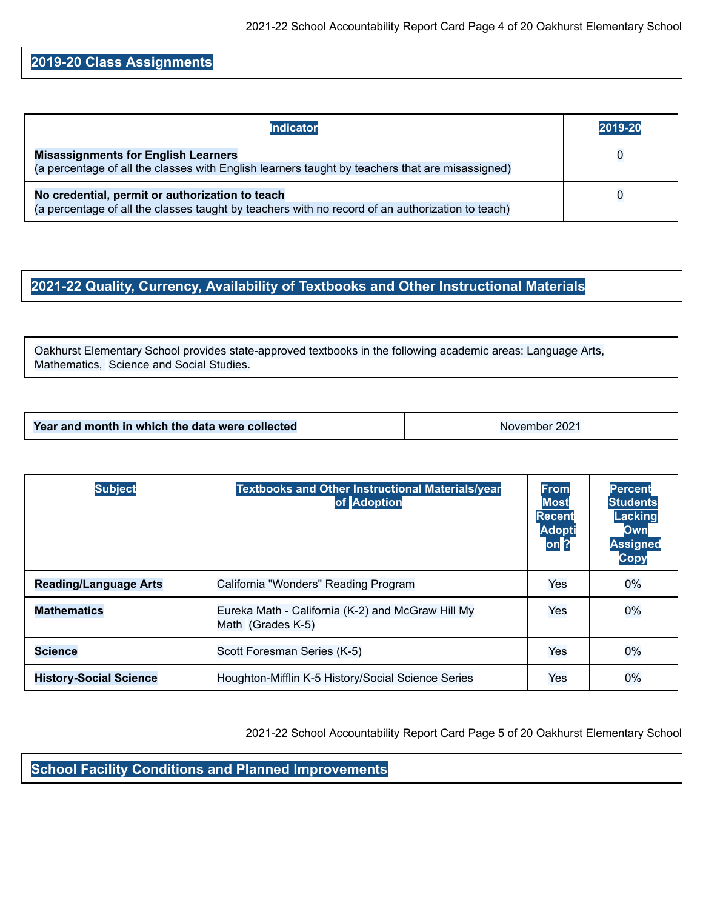## 2019-20 Class Assignments

| Indicator | 2019-20 |
| --- | --- |
| **Misassignments for English Learners** (a percentage of all the classes with English learners taught by teachers that are misassigned) | 0 |
| **No credential, permit or authorization to teach** (a percentage of all the classes taught by teachers with no record of an authorization to teach) | 0 |

## 2021-22 Quality, Currency, Availability of Textbooks and Other Instructional Materials

Oakhurst Elementary School provides state-approved textbooks in the following academic areas: Language Arts, Mathematics, Science and Social Studies.

| **Year and month in which the data were collected** | November 2021 |
| --- | --- |

| Subject | Textbooks and Other Instructional Materials/year of Adoption | From Most Recent Adoption ? | Percent Students Lacking Own Assigned Copy |
| --- | --- | --- | --- |
| **Reading/Language Arts** | California "Wonders" Reading Program | Yes | 0% |
| **Mathematics** | Eureka Math - California (K-2) and McGraw Hill My Math (Grades K-5) | Yes | 0% |
| **Science** | Scott Foresman Series (K-5) | Yes | 0% |
| **History-Social Science** | Houghton-Mifflin K-5 History/Social Science Series | Yes | 0% |

## School Facility Conditions and Planned Improvements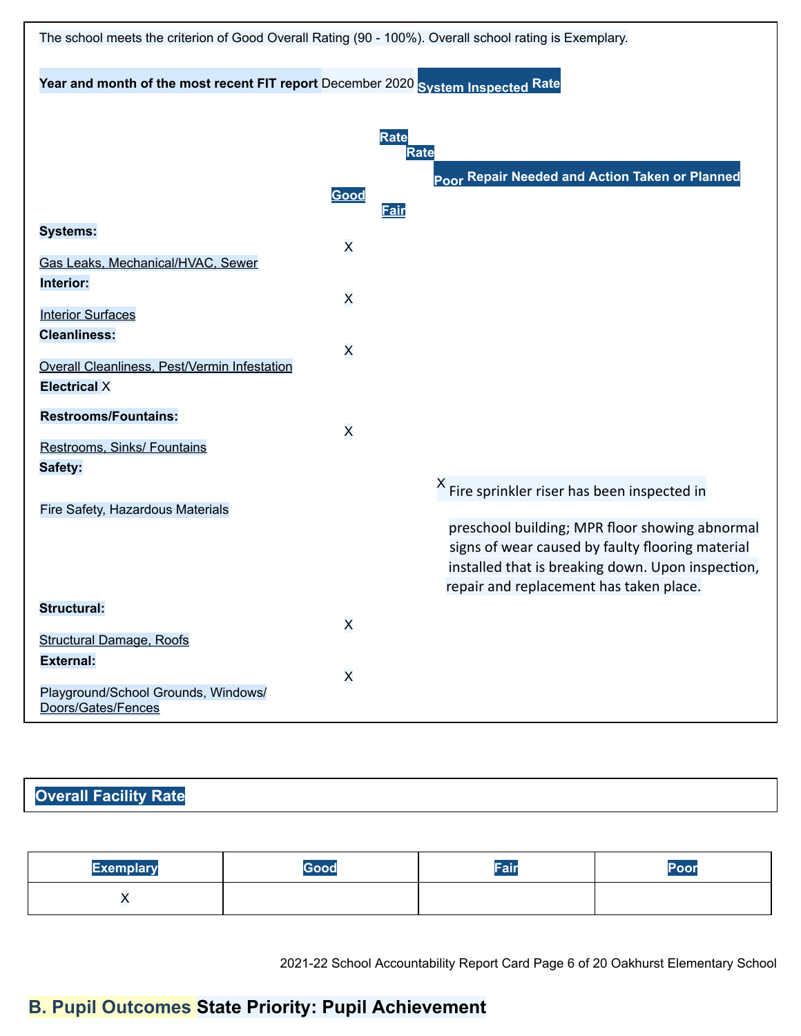The school meets the criterion of Good Overall Rating (90 - 100%). Overall school rating is Exemplary.

**Year and month of the most recent FIT report** December 2020

| System Inspected | Rate Good | Rate Fair | Rate Poor | Repair Needed and Action Taken or Planned |
|---|---|---|---|---|
| **Systems:** Gas Leaks, Mechanical/HVAC, Sewer | X | | | |
| **Interior:** Interior Surfaces | X | | | |
| **Cleanliness:** Overall Cleanliness, Pest/Vermin Infestation | X | | | |
| **Electrical** | X | | | |
| **Restrooms/Fountains:** Restrooms, Sinks/ Fountains | X | | | |
| **Safety:** Fire Safety, Hazardous Materials | | | X | Fire sprinkler riser has been inspected in preschool building; MPR floor showing abnormal signs of wear caused by faulty flooring material installed that is breaking down. Upon inspection, repair and replacement has taken place. |
| **Structural:** Structural Damage, Roofs | X | | | |
| **External:** Playground/School Grounds, Windows/ Doors/Gates/Fences | X | | | |

**Overall Facility Rate**

| Exemplary | Good | Fair | Poor |
|---|---|---|---|
| X | | | |

## B. Pupil Outcomes State Priority: Pupil Achievement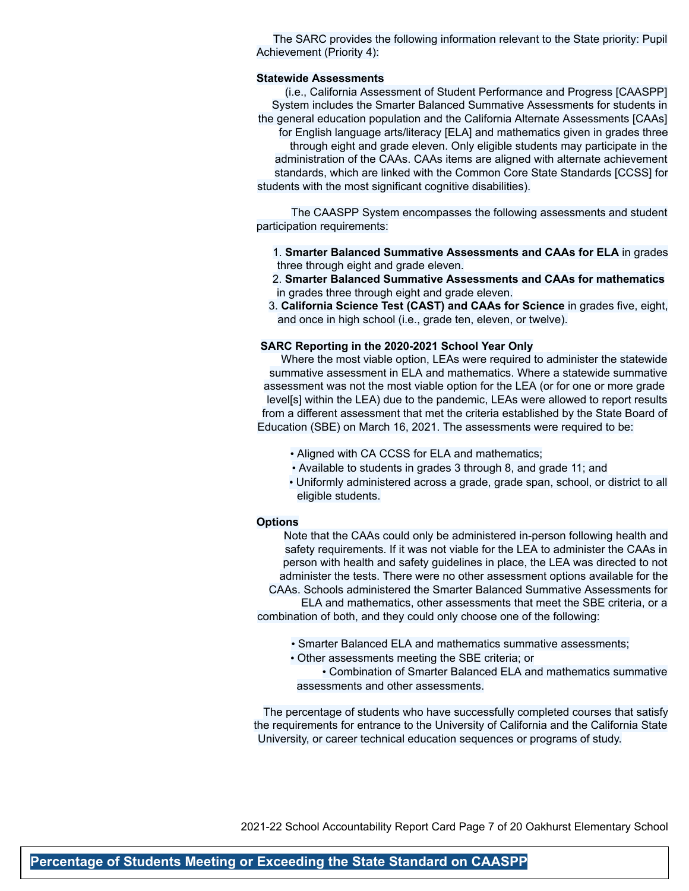The SARC provides the following information relevant to the State priority: Pupil Achievement (Priority 4):

**Statewide Assessments**

(i.e., California Assessment of Student Performance and Progress [CAASPP] System includes the Smarter Balanced Summative Assessments for students in the general education population and the California Alternate Assessments [CAAs] for English language arts/literacy [ELA] and mathematics given in grades three through eight and grade eleven. Only eligible students may participate in the administration of the CAAs. CAAs items are aligned with alternate achievement standards, which are linked with the Common Core State Standards [CCSS] for students with the most significant cognitive disabilities).

The CAASPP System encompasses the following assessments and student participation requirements:

1. **Smarter Balanced Summative Assessments and CAAs for ELA** in grades three through eight and grade eleven.
2. **Smarter Balanced Summative Assessments and CAAs for mathematics** in grades three through eight and grade eleven.
3. **California Science Test (CAST) and CAAs for Science** in grades five, eight, and once in high school (i.e., grade ten, eleven, or twelve).

**SARC Reporting in the 2020-2021 School Year Only**

Where the most viable option, LEAs were required to administer the statewide summative assessment in ELA and mathematics. Where a statewide summative assessment was not the most viable option for the LEA (or for one or more grade level[s] within the LEA) due to the pandemic, LEAs were allowed to report results from a different assessment that met the criteria established by the State Board of Education (SBE) on March 16, 2021. The assessments were required to be:

- Aligned with CA CCSS for ELA and mathematics;
- Available to students in grades 3 through 8, and grade 11; and
- Uniformly administered across a grade, grade span, school, or district to all eligible students.

**Options**

Note that the CAAs could only be administered in-person following health and safety requirements. If it was not viable for the LEA to administer the CAAs in person with health and safety guidelines in place, the LEA was directed to not administer the tests. There were no other assessment options available for the CAAs. Schools administered the Smarter Balanced Summative Assessments for ELA and mathematics, other assessments that meet the SBE criteria, or a combination of both, and they could only choose one of the following:

- Smarter Balanced ELA and mathematics summative assessments;
- Other assessments meeting the SBE criteria; or
- Combination of Smarter Balanced ELA and mathematics summative assessments and other assessments.

The percentage of students who have successfully completed courses that satisfy the requirements for entrance to the University of California and the California State University, or career technical education sequences or programs of study.

## Percentage of Students Meeting or Exceeding the State Standard on CAASPP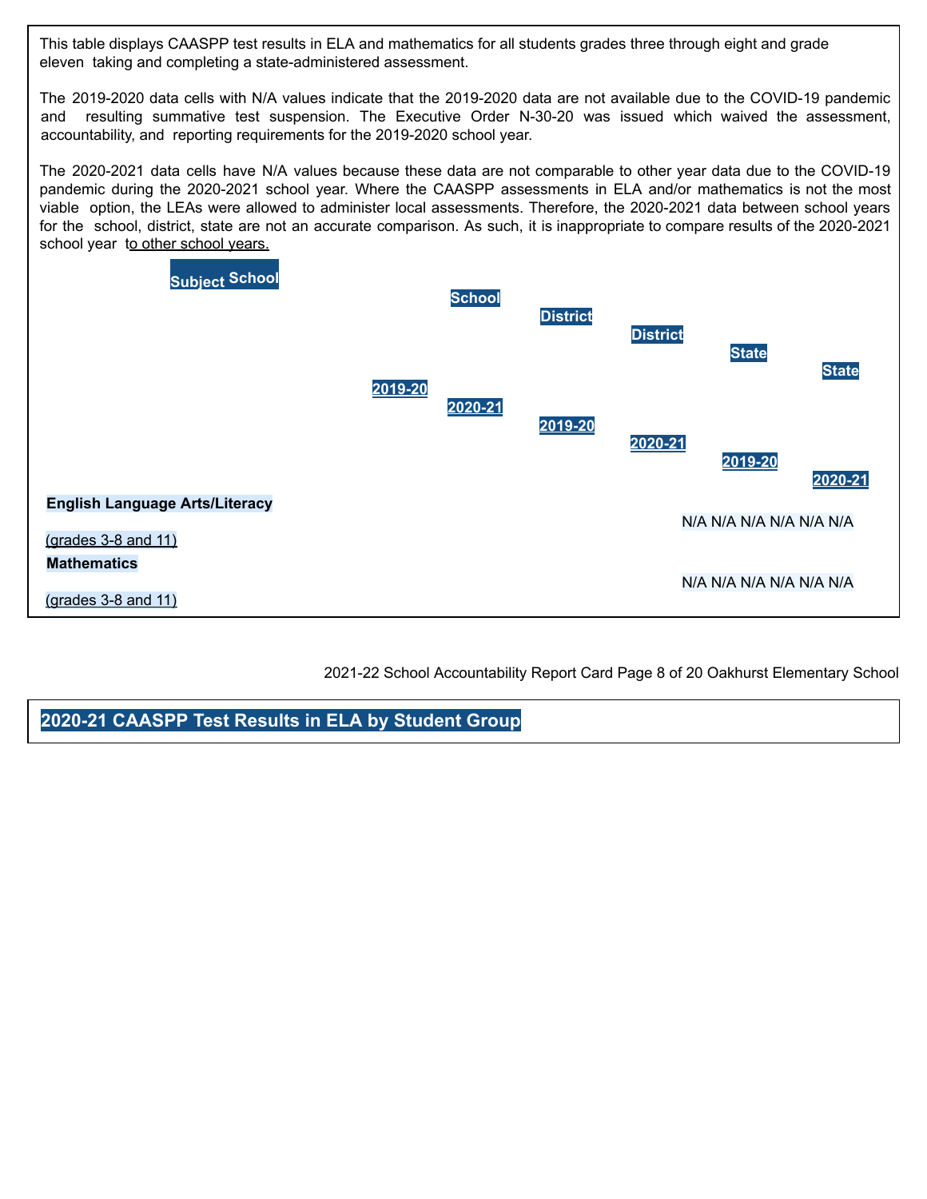This table displays CAASPP test results in ELA and mathematics for all students grades three through eight and grade eleven taking and completing a state-administered assessment.

The 2019-2020 data cells with N/A values indicate that the 2019-2020 data are not available due to the COVID-19 pandemic and resulting summative test suspension. The Executive Order N-30-20 was issued which waived the assessment, accountability, and reporting requirements for the 2019-2020 school year.

The 2020-2021 data cells have N/A values because these data are not comparable to other year data due to the COVID-19 pandemic during the 2020-2021 school year. Where the CAASPP assessments in ELA and/or mathematics is not the most viable option, the LEAs were allowed to administer local assessments. Therefore, the 2020-2021 data between school years for the school, district, state are not an accurate comparison. As such, it is inappropriate to compare results of the 2020-2021 school year to other school years.

| Subject | School 2019-20 | School 2020-21 | District 2019-20 | District 2020-21 | State 2019-20 | State 2020-21 |
|---|---|---|---|---|---|---|
| **English Language Arts/Literacy** (grades 3-8 and 11) | N/A | N/A | N/A | N/A | N/A | N/A |
| **Mathematics** (grades 3-8 and 11) | N/A | N/A | N/A | N/A | N/A | N/A |

## 2020-21 CAASPP Test Results in ELA by Student Group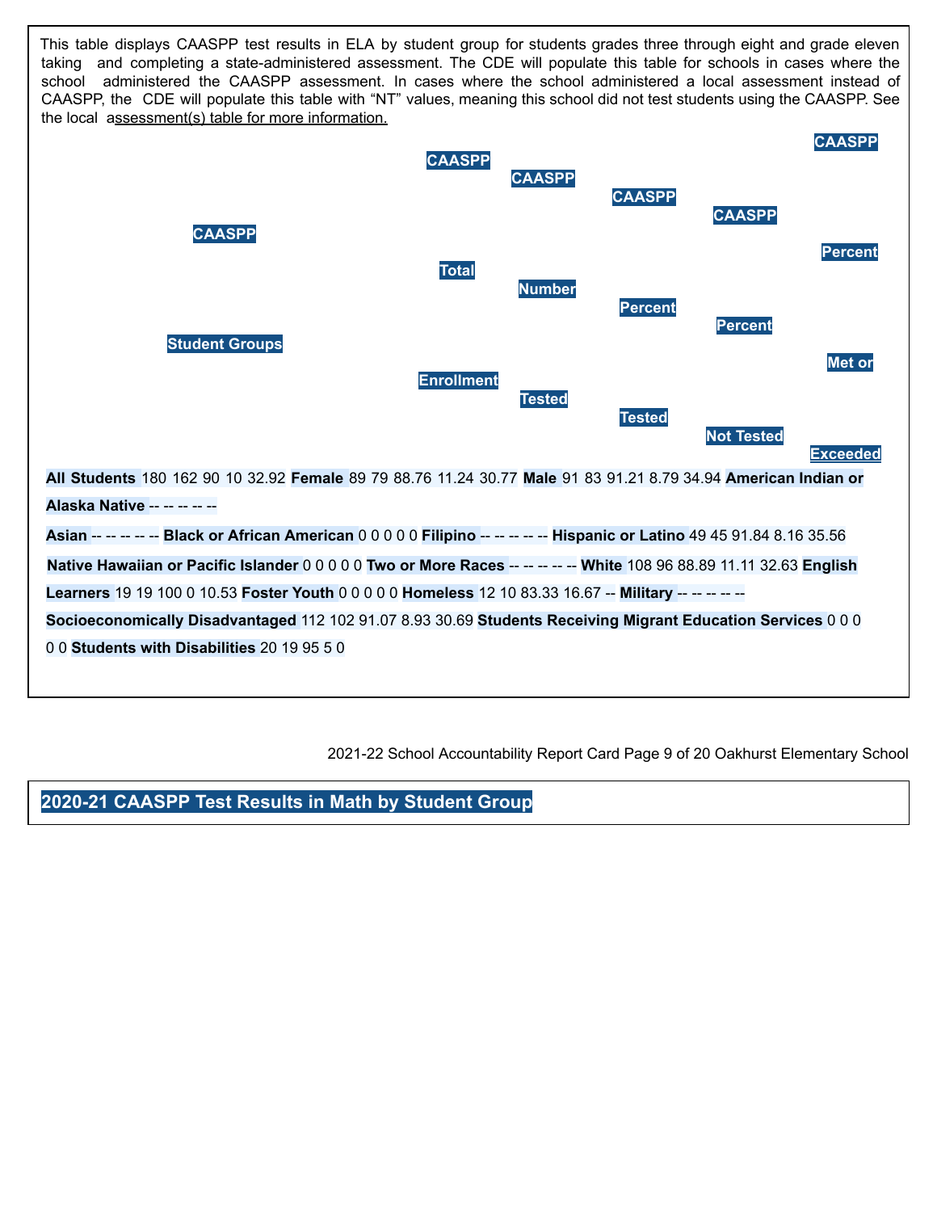This table displays CAASPP test results in ELA by student group for students grades three through eight and grade eleven taking and completing a state-administered assessment. The CDE will populate this table for schools in cases where the school administered the CAASPP assessment. In cases where the school administered a local assessment instead of CAASPP, the CDE will populate this table with "NT" values, meaning this school did not test students using the CAASPP. See the local assessment(s) table for more information.

| CAASPP Student Groups | CAASPP Total Enrollment | CAASPP Number Tested | CAASPP Percent Tested | CAASPP Percent Not Tested | CAASPP Percent Met or Exceeded |
|---|---|---|---|---|---|
| All Students | 180 | 162 | 90 | 10 | 32.92 |
| Female | 89 | 79 | 88.76 | 11.24 | 30.77 |
| Male | 91 | 83 | 91.21 | 8.79 | 34.94 |
| American Indian or Alaska Native | -- | -- | -- | -- | -- |
| Asian | -- | -- | -- | -- | -- |
| Black or African American | 0 | 0 | 0 | 0 | 0 |
| Filipino | -- | -- | -- | -- | -- |
| Hispanic or Latino | 49 | 45 | 91.84 | 8.16 | 35.56 |
| Native Hawaiian or Pacific Islander | 0 | 0 | 0 | 0 | 0 |
| Two or More Races | -- | -- | -- | -- | -- |
| White | 108 | 96 | 88.89 | 11.11 | 32.63 |
| English Learners | 19 | 19 | 100 | 0 | 10.53 |
| Foster Youth | 0 | 0 | 0 | 0 | 0 |
| Homeless | 12 | 10 | 83.33 | 16.67 | -- |
| Military | -- | -- | -- | -- | -- |
| Socioeconomically Disadvantaged | 112 | 102 | 91.07 | 8.93 | 30.69 |
| Students Receiving Migrant Education Services | 0 | 0 | 0 | 0 | 0 |
| Students with Disabilities | 20 | 19 | 95 | 5 | 0 |

## 2020-21 CAASPP Test Results in Math by Student Group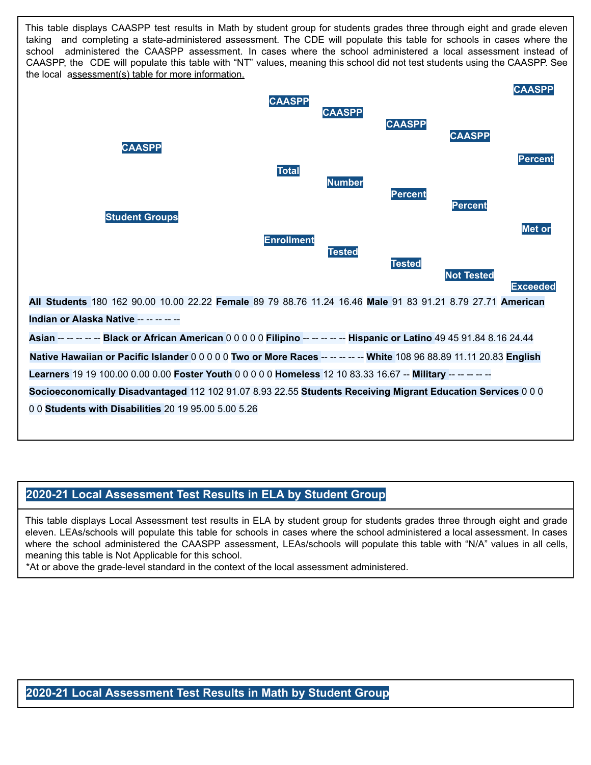This table displays CAASPP test results in Math by student group for students grades three through eight and grade eleven taking and completing a state-administered assessment. The CDE will populate this table for schools in cases where the school administered the CAASPP assessment. In cases where the school administered a local assessment instead of CAASPP, the CDE will populate this table with "NT" values, meaning this school did not test students using the CAASPP. See the local assessment(s) table for more information.

| CAASPP Student Groups | CAASPP Total Enrollment | CAASPP Number Tested | CAASPP Percent Tested | CAASPP Percent Not Tested | CAASPP Percent Met or Exceeded |
|---|---|---|---|---|---|
| **All Students** | 180 | 162 | 90.00 | 10.00 | 22.22 |
| **Female** | 89 | 79 | 88.76 | 11.24 | 16.46 |
| **Male** | 91 | 83 | 91.21 | 8.79 | 27.71 |
| **American Indian or Alaska Native** | -- | -- | -- | -- | -- |
| **Asian** | -- | -- | -- | -- | -- |
| **Black or African American** | 0 | 0 | 0 | 0 | 0 |
| **Filipino** | -- | -- | -- | -- | -- |
| **Hispanic or Latino** | 49 | 45 | 91.84 | 8.16 | 24.44 |
| **Native Hawaiian or Pacific Islander** | 0 | 0 | 0 | 0 | 0 |
| **Two or More Races** | -- | -- | -- | -- | -- |
| **White** | 108 | 96 | 88.89 | 11.11 | 20.83 |
| **English Learners** | 19 | 19 | 100.00 | 0.00 | 0.00 |
| **Foster Youth** | 0 | 0 | 0 | 0 | 0 |
| **Homeless** | 12 | 10 | 83.33 | 16.67 | -- |
| **Military** | -- | -- | -- | -- | -- |
| **Socioeconomically Disadvantaged** | 112 | 102 | 91.07 | 8.93 | 22.55 |
| **Students Receiving Migrant Education Services** | 0 | 0 | 0 | 0 | 0 |
| **Students with Disabilities** | 20 | 19 | 95.00 | 5.00 | 5.26 |

## 2020-21 Local Assessment Test Results in ELA by Student Group

This table displays Local Assessment test results in ELA by student group for students grades three through eight and grade eleven. LEAs/schools will populate this table for schools in cases where the school administered a local assessment. In cases where the school administered the CAASPP assessment, LEAs/schools will populate this table with "N/A" values in all cells, meaning this table is Not Applicable for this school.

*At or above the grade-level standard in the context of the local assessment administered.

## 2020-21 Local Assessment Test Results in Math by Student Group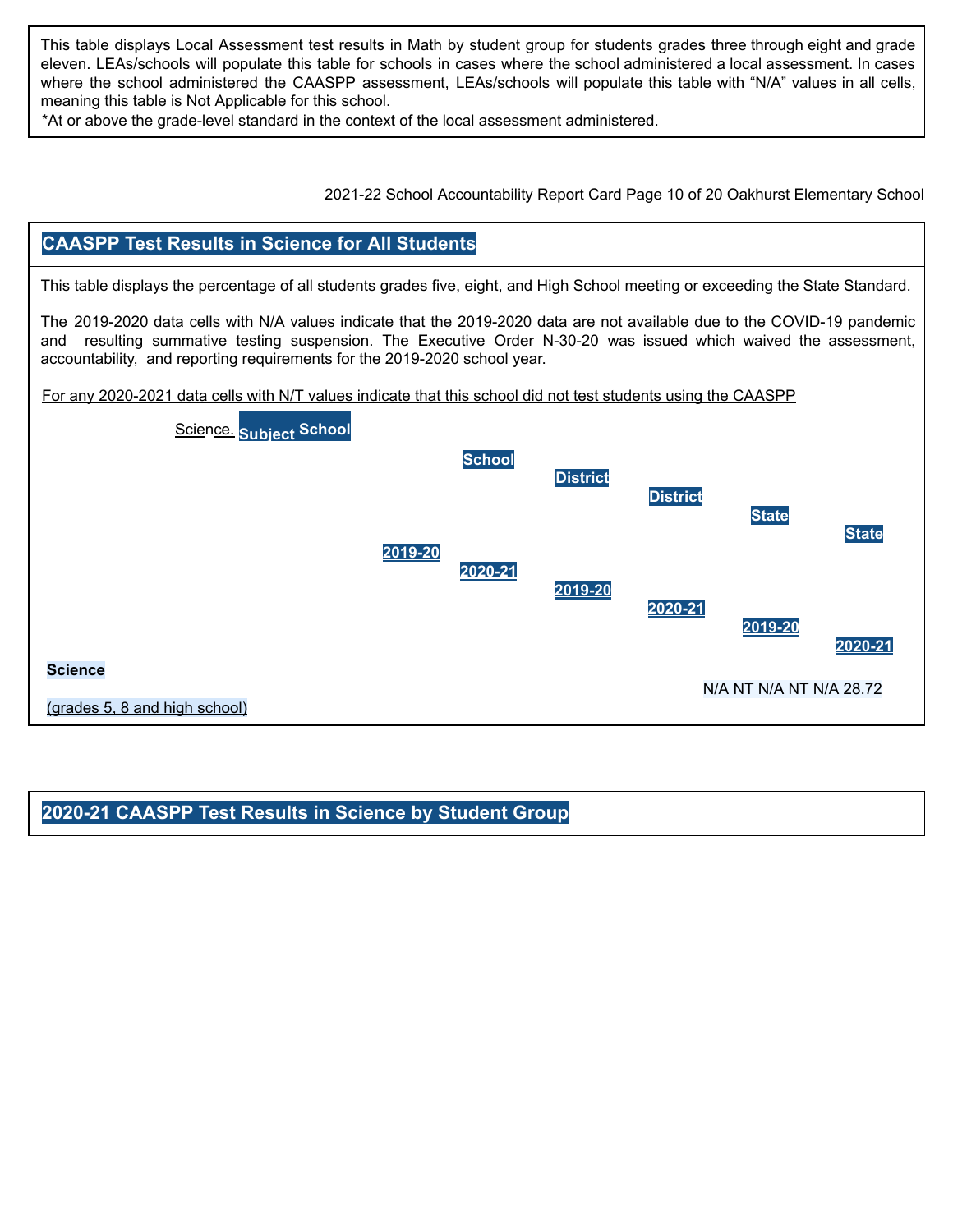This table displays Local Assessment test results in Math by student group for students grades three through eight and grade eleven. LEAs/schools will populate this table for schools in cases where the school administered a local assessment. In cases where the school administered the CAASPP assessment, LEAs/schools will populate this table with "N/A" values in all cells, meaning this table is Not Applicable for this school.

*At or above the grade-level standard in the context of the local assessment administered.

## CAASPP Test Results in Science for All Students

This table displays the percentage of all students grades five, eight, and High School meeting or exceeding the State Standard.

The 2019-2020 data cells with N/A values indicate that the 2019-2020 data are not available due to the COVID-19 pandemic and resulting summative testing suspension. The Executive Order N-30-20 was issued which waived the assessment, accountability, and reporting requirements for the 2019-2020 school year.

For any 2020-2021 data cells with N/T values indicate that this school did not test students using the CAASPP Science.

| Subject | School 2019-20 | School 2020-21 | District 2019-20 | District 2020-21 | State 2019-20 | State 2020-21 |
|---|---|---|---|---|---|---|
| **Science** (grades 5, 8 and high school) | N/A | NT | N/A | NT | N/A | 28.72 |

## 2020-21 CAASPP Test Results in Science by Student Group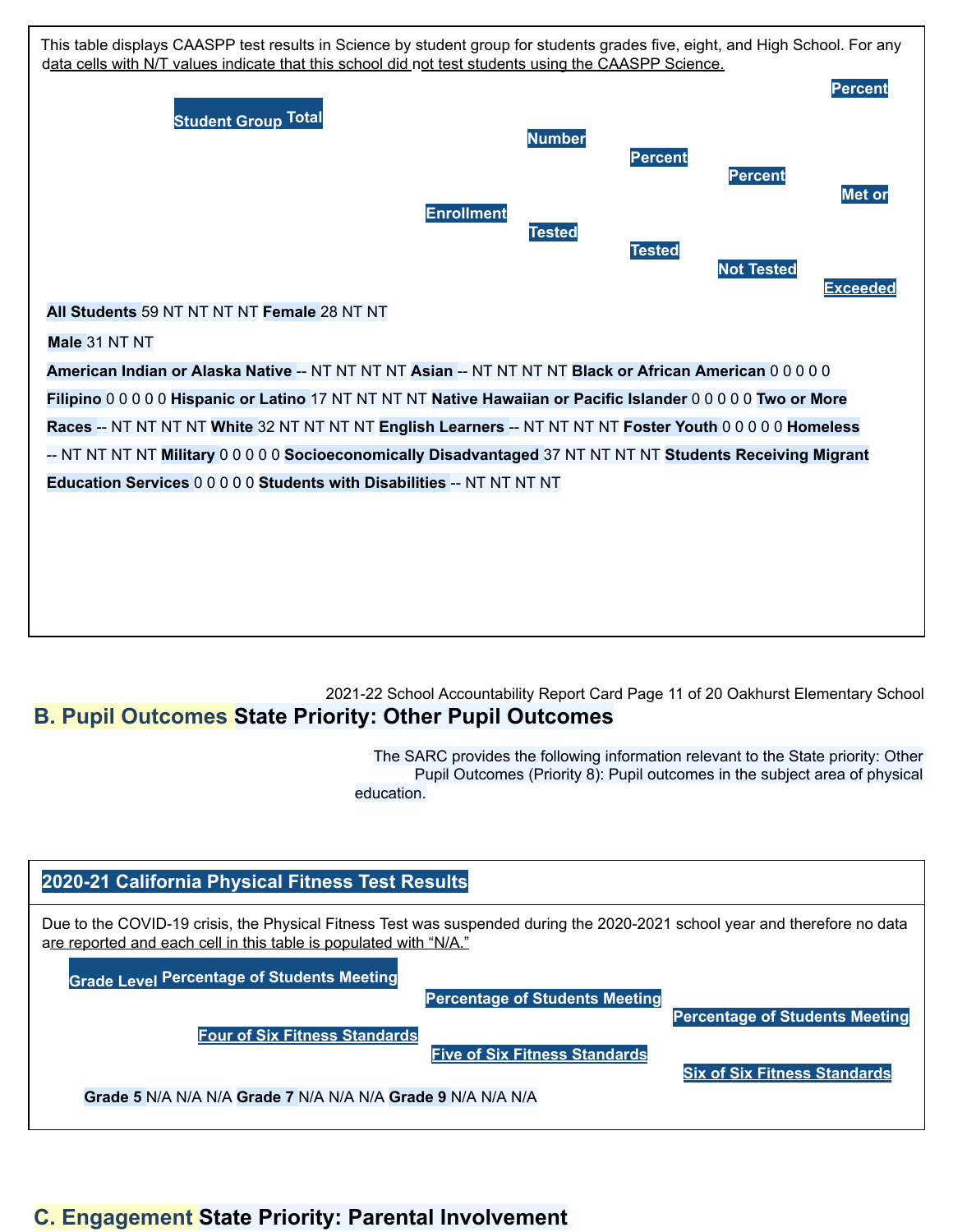This table displays CAASPP test results in Science by student group for students grades five, eight, and High School. For any data cells with N/T values indicate that this school did not test students using the CAASPP Science.

| Student Group | Total Enrollment | Number Tested | Percent Tested | Percent Not Tested | Percent Met or Exceeded |
|---|---|---|---|---|---|
| All Students | 59 | NT | NT | NT | NT |
| Female | 28 | NT | NT | | |
| Male | 31 | NT | NT | | |
| American Indian or Alaska Native | -- | NT | NT | NT | NT |
| Asian | -- | NT | NT | NT | NT |
| Black or African American | 0 | 0 | 0 | 0 | 0 |
| Filipino | 0 | 0 | 0 | 0 | 0 |
| Hispanic or Latino | 17 | NT | NT | NT | NT |
| Native Hawaiian or Pacific Islander | 0 | 0 | 0 | 0 | 0 |
| Two or More Races | -- | NT | NT | NT | NT |
| White | 32 | NT | NT | NT | NT |
| English Learners | -- | NT | NT | NT | NT |
| Foster Youth | 0 | 0 | 0 | 0 | 0 |
| Homeless | -- | NT | NT | NT | NT |
| Military | 0 | 0 | 0 | 0 | 0 |
| Socioeconomically Disadvantaged | 37 | NT | NT | NT | NT |
| Students Receiving Migrant Education Services | 0 | 0 | 0 | 0 | 0 |
| Students with Disabilities | -- | NT | NT | NT | NT |

## B. Pupil Outcomes State Priority: Other Pupil Outcomes

The SARC provides the following information relevant to the State priority: Other Pupil Outcomes (Priority 8): Pupil outcomes in the subject area of physical education.

### 2020-21 California Physical Fitness Test Results

Due to the COVID-19 crisis, the Physical Fitness Test was suspended during the 2020-2021 school year and therefore no data are reported and each cell in this table is populated with "N/A."

| Grade Level | Percentage of Students Meeting Four of Six Fitness Standards | Percentage of Students Meeting Five of Six Fitness Standards | Percentage of Students Meeting Six of Six Fitness Standards |
|---|---|---|---|
| Grade 5 | N/A | N/A | N/A |
| Grade 7 | N/A | N/A | N/A |
| Grade 9 | N/A | N/A | N/A |

## C. Engagement State Priority: Parental Involvement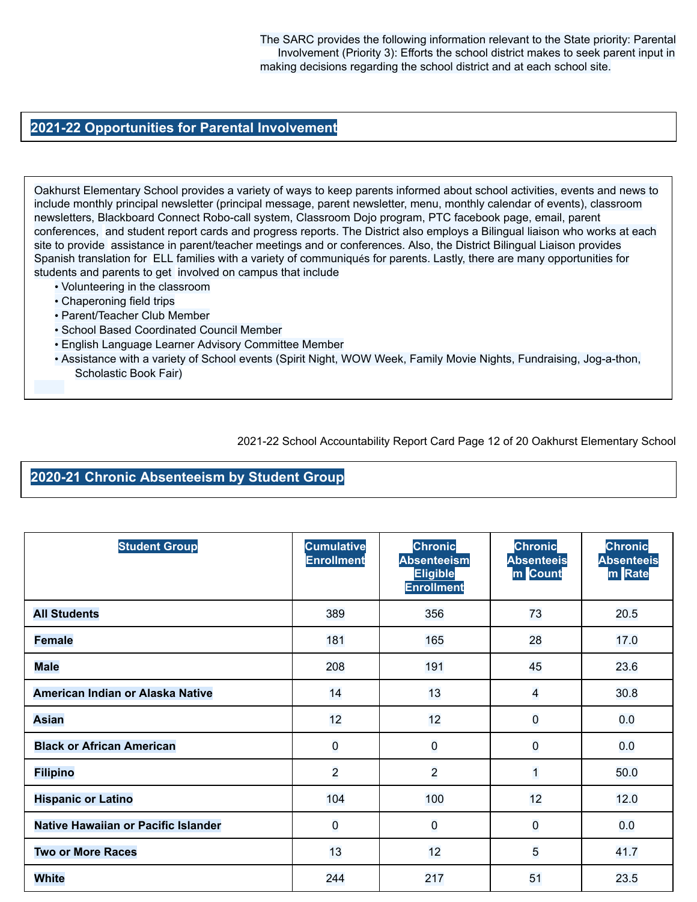The SARC provides the following information relevant to the State priority: Parental Involvement (Priority 3): Efforts the school district makes to seek parent input in making decisions regarding the school district and at each school site.

## 2021-22 Opportunities for Parental Involvement

Oakhurst Elementary School provides a variety of ways to keep parents informed about school activities, events and news to include monthly principal newsletter (principal message, parent newsletter, menu, monthly calendar of events), classroom newsletters, Blackboard Connect Robo-call system, Classroom Dojo program, PTC facebook page, email, parent conferences, and student report cards and progress reports. The District also employs a Bilingual liaison who works at each site to provide assistance in parent/teacher meetings and or conferences. Also, the District Bilingual Liaison provides Spanish translation for ELL families with a variety of communiqués for parents. Lastly, there are many opportunities for students and parents to get involved on campus that include

- Volunteering in the classroom
- Chaperoning field trips
- Parent/Teacher Club Member
- School Based Coordinated Council Member
- English Language Learner Advisory Committee Member
- Assistance with a variety of School events (Spirit Night, WOW Week, Family Movie Nights, Fundraising, Jog-a-thon, Scholastic Book Fair)

## 2020-21 Chronic Absenteeism by Student Group

| Student Group | Cumulative Enrollment | Chronic Absenteeism Eligible Enrollment | Chronic Absenteeism Count | Chronic Absenteeism Rate |
|---|---|---|---|---|
| **All Students** | 389 | 356 | 73 | 20.5 |
| **Female** | 181 | 165 | 28 | 17.0 |
| **Male** | 208 | 191 | 45 | 23.6 |
| **American Indian or Alaska Native** | 14 | 13 | 4 | 30.8 |
| **Asian** | 12 | 12 | 0 | 0.0 |
| **Black or African American** | 0 | 0 | 0 | 0.0 |
| **Filipino** | 2 | 2 | 1 | 50.0 |
| **Hispanic or Latino** | 104 | 100 | 12 | 12.0 |
| **Native Hawaiian or Pacific Islander** | 0 | 0 | 0 | 0.0 |
| **Two or More Races** | 13 | 12 | 5 | 41.7 |
| **White** | 244 | 217 | 51 | 23.5 |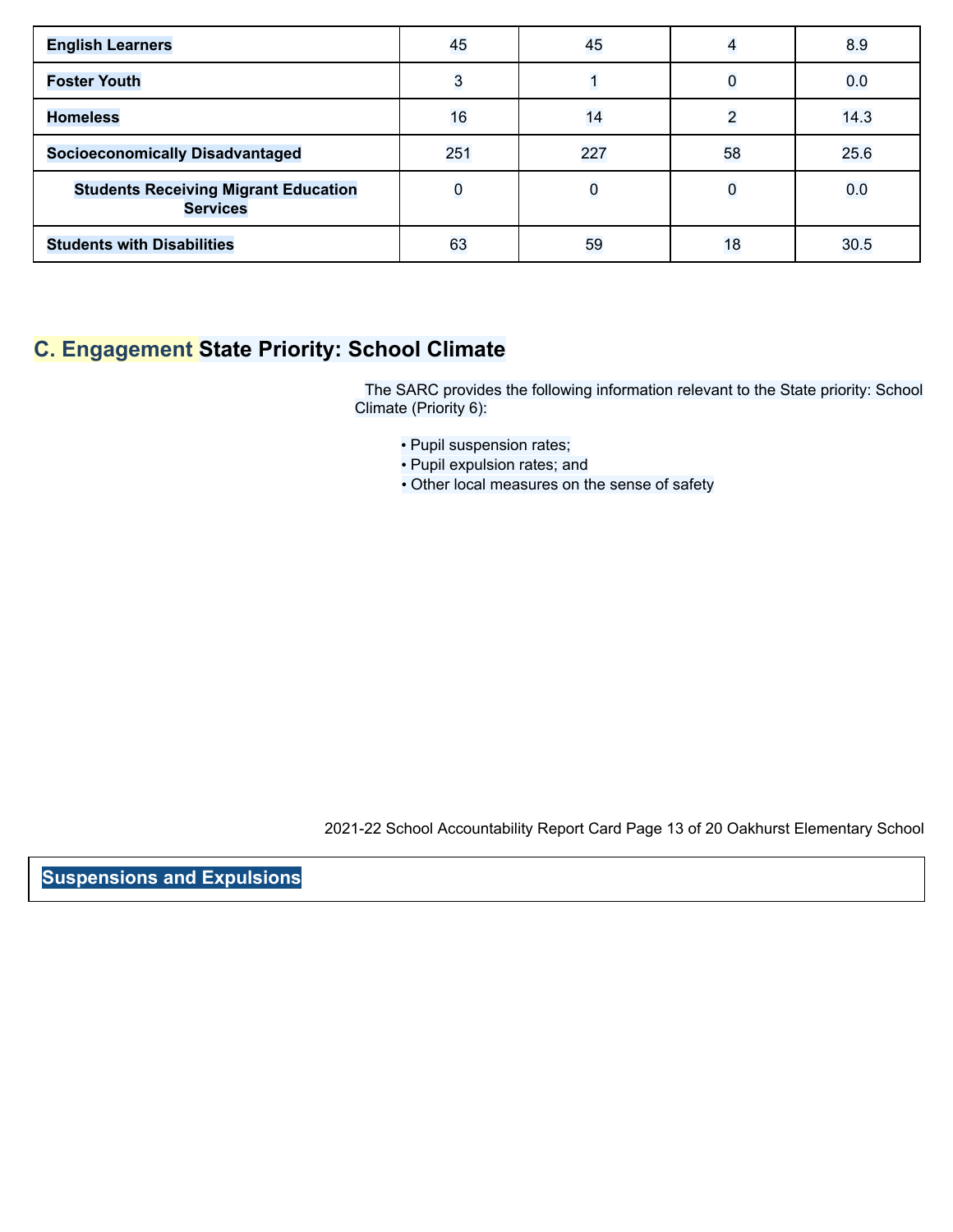| | | | | |
|---|---|---|---|---|
| **English Learners** | 45 | 45 | 4 | 8.9 |
| **Foster Youth** | 3 | 1 | 0 | 0.0 |
| **Homeless** | 16 | 14 | 2 | 14.3 |
| **Socioeconomically Disadvantaged** | 251 | 227 | 58 | 25.6 |
| **Students Receiving Migrant Education Services** | 0 | 0 | 0 | 0.0 |
| **Students with Disabilities** | 63 | 59 | 18 | 30.5 |

## C. Engagement State Priority: School Climate

The SARC provides the following information relevant to the State priority: School Climate (Priority 6):

- Pupil suspension rates;
- Pupil expulsion rates; and
- Other local measures on the sense of safety

## Suspensions and Expulsions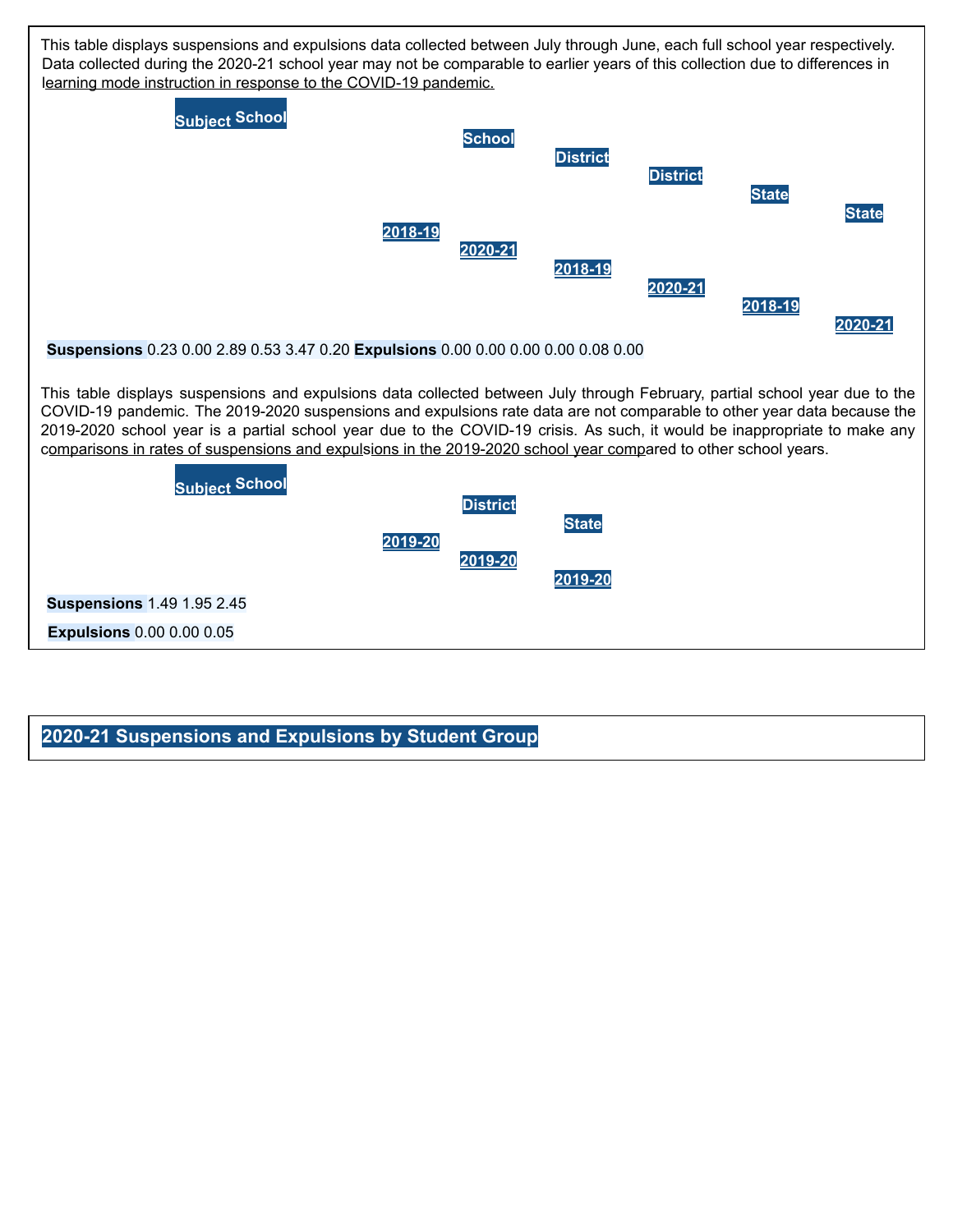This table displays suspensions and expulsions data collected between July through June, each full school year respectively. Data collected during the 2020-21 school year may not be comparable to earlier years of this collection due to differences in learning mode instruction in response to the COVID-19 pandemic.

| Subject | School 2018-19 | School 2020-21 | District 2018-19 | District 2020-21 | State 2018-19 | State 2020-21 |
|---|---|---|---|---|---|---|
| **Suspensions** | 0.23 | 0.00 | 2.89 | 0.53 | 3.47 | 0.20 |
| **Expulsions** | 0.00 | 0.00 | 0.00 | 0.00 | 0.08 | 0.00 |

This table displays suspensions and expulsions data collected between July through February, partial school year due to the COVID-19 pandemic. The 2019-2020 suspensions and expulsions rate data are not comparable to other year data because the 2019-2020 school year is a partial school year due to the COVID-19 crisis. As such, it would be inappropriate to make any comparisons in rates of suspensions and expulsions in the 2019-2020 school year compared to other school years.

| Subject | School 2019-20 | District 2019-20 | State 2019-20 |
|---|---|---|---|
| **Suspensions** | 1.49 | 1.95 | 2.45 |
| **Expulsions** | 0.00 | 0.00 | 0.05 |

## 2020-21 Suspensions and Expulsions by Student Group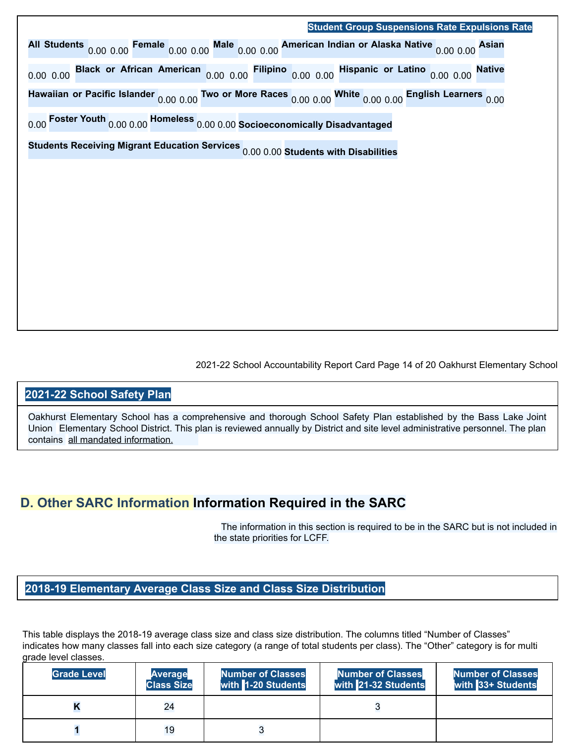| Student Group | Suspensions Rate | Expulsions Rate |
| --- | --- | --- |
| All Students | 0.00 | 0.00 |
| Female | 0.00 | 0.00 |
| Male | 0.00 | 0.00 |
| American Indian or Alaska Native | 0.00 | 0.00 |
| Asian | 0.00 | 0.00 |
| Black or African American | 0.00 | 0.00 |
| Filipino | 0.00 | 0.00 |
| Hispanic or Latino | 0.00 | 0.00 |
| Native Hawaiian or Pacific Islander | 0.00 | 0.00 |
| Two or More Races | 0.00 | 0.00 |
| White | 0.00 | 0.00 |
| English Learners | 0.00 | 0.00 |
| Foster Youth | 0.00 | 0.00 |
| Homeless | 0.00 | 0.00 |
| Socioeconomically Disadvantaged | | |
| Students Receiving Migrant Education Services | 0.00 | 0.00 |
| Students with Disabilities | | |

## 2021-22 School Safety Plan

Oakhurst Elementary School has a comprehensive and thorough School Safety Plan established by the Bass Lake Joint Union Elementary School District. This plan is reviewed annually by District and site level administrative personnel. The plan contains all mandated information.

# D. Other SARC Information Information Required in the SARC

The information in this section is required to be in the SARC but is not included in the state priorities for LCFF.

## 2018-19 Elementary Average Class Size and Class Size Distribution

This table displays the 2018-19 average class size and class size distribution. The columns titled "Number of Classes" indicates how many classes fall into each size category (a range of total students per class). The "Other" category is for multi grade level classes.

| Grade Level | Average Class Size | Number of Classes with 1-20 Students | Number of Classes with 21-32 Students | Number of Classes with 33+ Students |
| --- | --- | --- | --- | --- |
| K | 24 | | 3 | |
| 1 | 19 | 3 | | |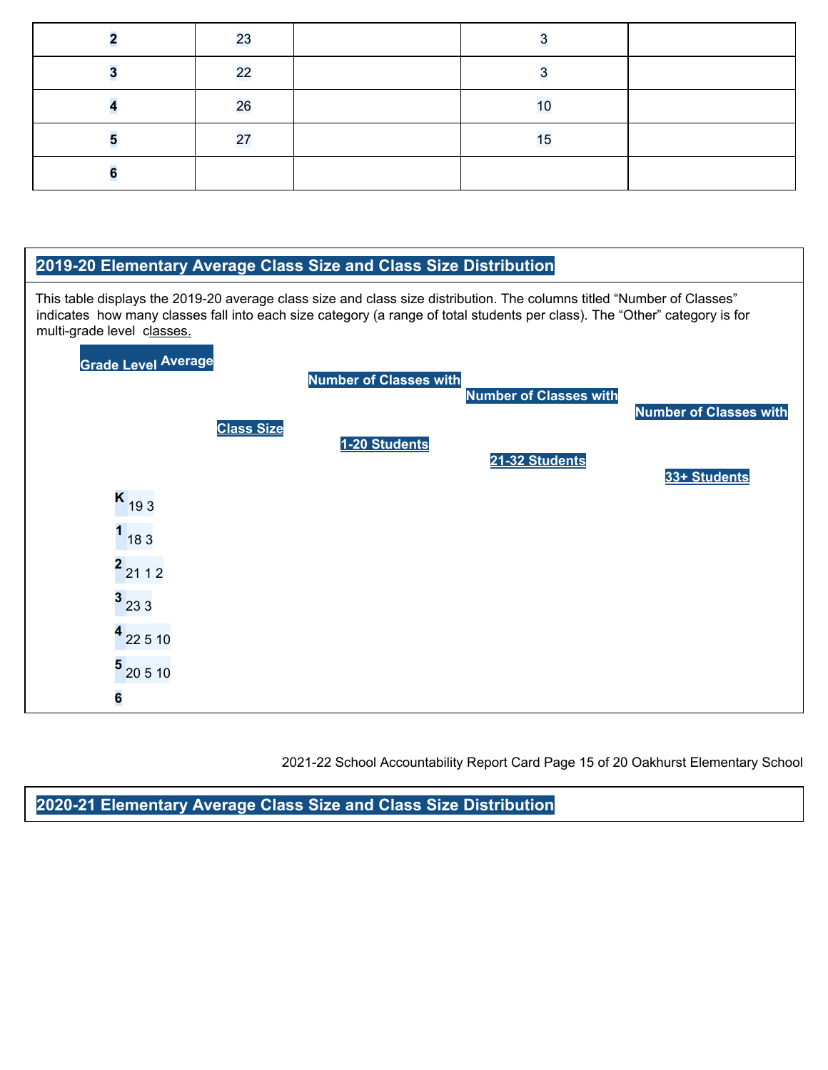| | | | | |
|---|---|---|---|---|
| **2** | 23 | | 3 | |
| **3** | 22 | | 3 | |
| **4** | 26 | | 10 | |
| **5** | 27 | | 15 | |
| **6** | | | | |

## 2019-20 Elementary Average Class Size and Class Size Distribution

This table displays the 2019-20 average class size and class size distribution. The columns titled "Number of Classes" indicates how many classes fall into each size category (a range of total students per class). The "Other" category is for multi-grade level classes.

| Grade Level | Average Class Size | Number of Classes with 1-20 Students | Number of Classes with 21-32 Students | Number of Classes with 33+ Students |
|---|---|---|---|---|
| **K** | 19 3 | | | |
| **1** | 18 3 | | | |
| **2** | 21 1 2 | | | |
| **3** | 23 3 | | | |
| **4** | 22 5 10 | | | |
| **5** | 20 5 10 | | | |
| **6** | | | | |

## 2020-21 Elementary Average Class Size and Class Size Distribution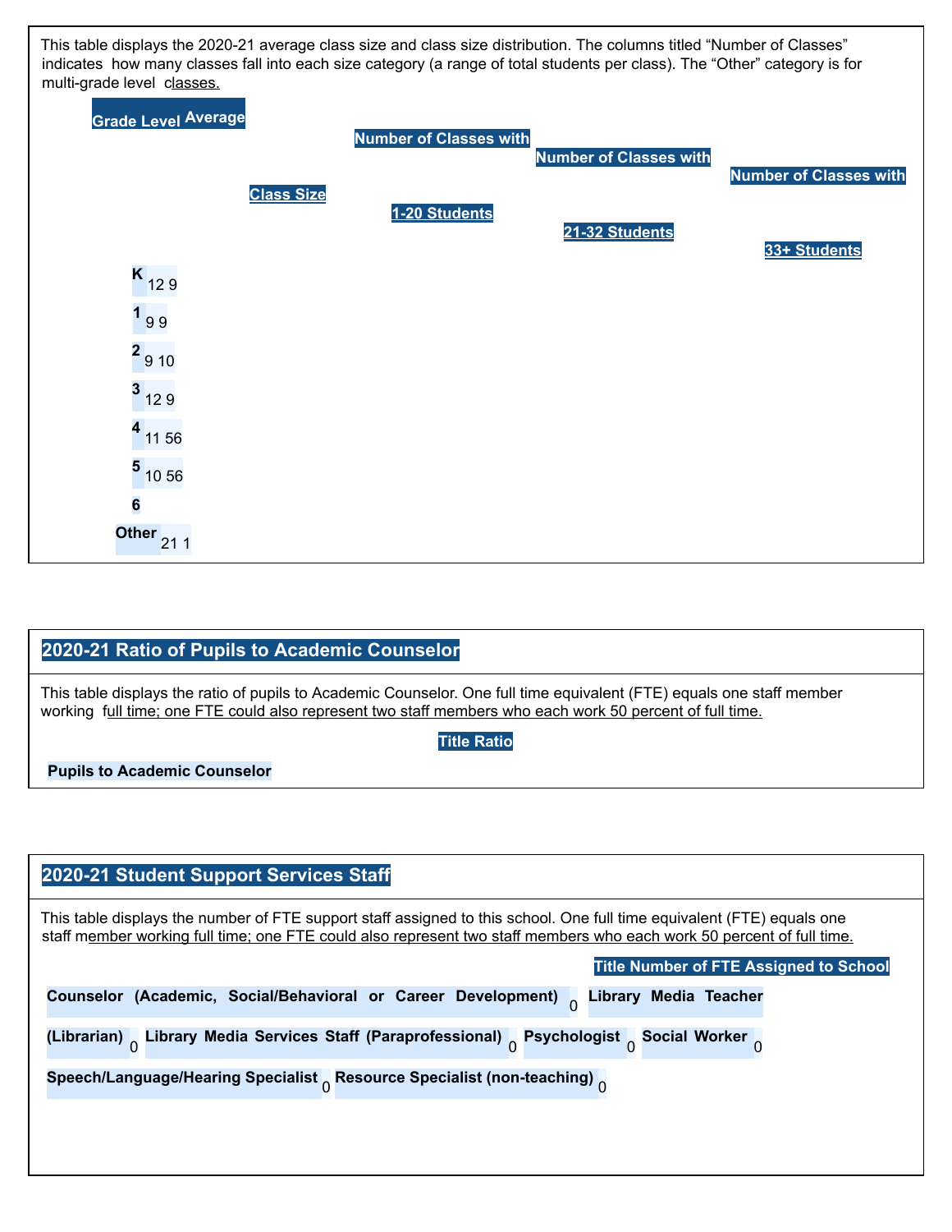This table displays the 2020-21 average class size and class size distribution. The columns titled "Number of Classes" indicates how many classes fall into each size category (a range of total students per class). The "Other" category is for multi-grade level classes.

| Grade Level | Average Class Size | Number of Classes with 1-20 Students | Number of Classes with 21-32 Students | Number of Classes with 33+ Students |
|---|---|---|---|---|
| K | 12 | 9 | | |
| 1 | 9 | 9 | | |
| 2 | 9 | 10 | | |
| 3 | 12 | 9 | | |
| 4 | 11 | 56 | | |
| 5 | 10 | 56 | | |
| 6 | | | | |
| Other | 21 | 1 | | |

## 2020-21 Ratio of Pupils to Academic Counselor

This table displays the ratio of pupils to Academic Counselor. One full time equivalent (FTE) equals one staff member working full time; one FTE could also represent two staff members who each work 50 percent of full time.

| Title | Ratio |
|---|---|
| Pupils to Academic Counselor | |

## 2020-21 Student Support Services Staff

This table displays the number of FTE support staff assigned to this school. One full time equivalent (FTE) equals one staff member working full time; one FTE could also represent two staff members who each work 50 percent of full time.

| Title | Number of FTE Assigned to School |
|---|---|
| Counselor (Academic, Social/Behavioral or Career Development) | 0 |
| Library Media Teacher (Librarian) | 0 |
| Library Media Services Staff (Paraprofessional) | 0 |
| Psychologist | 0 |
| Social Worker | 0 |
| Speech/Language/Hearing Specialist | 0 |
| Resource Specialist (non-teaching) | 0 |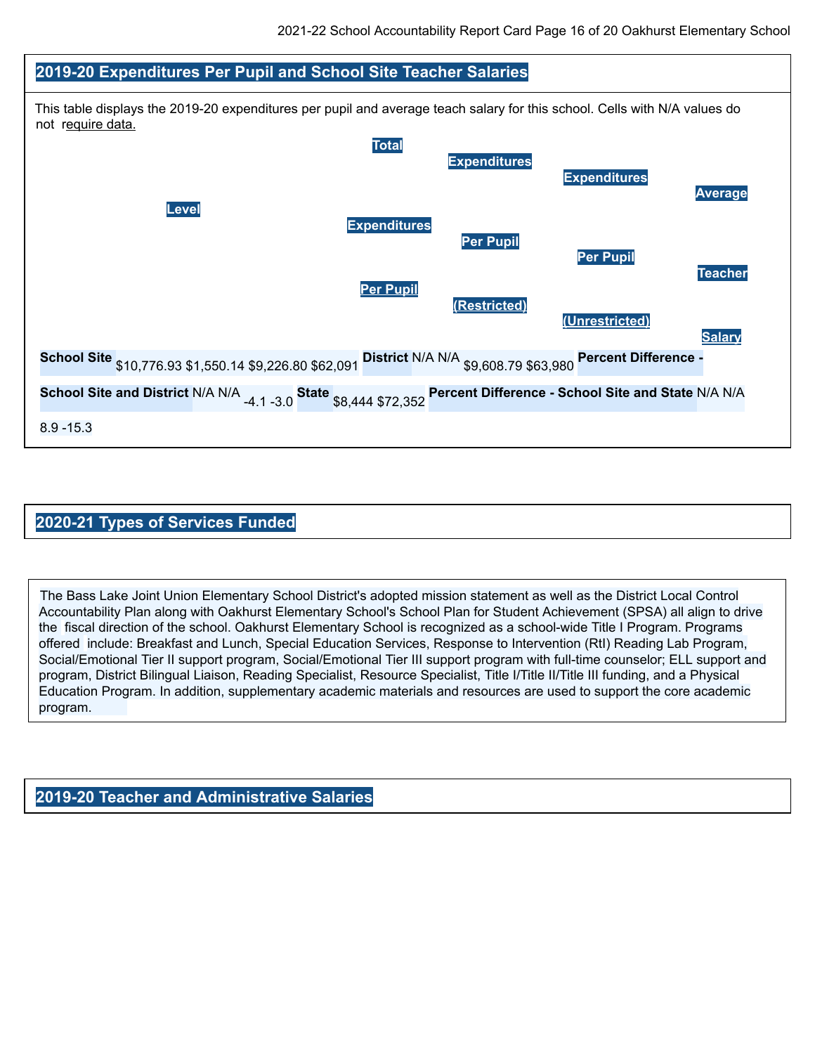## 2019-20 Expenditures Per Pupil and School Site Teacher Salaries

This table displays the 2019-20 expenditures per pupil and average teach salary for this school. Cells with N/A values do not require data.

| Level | Total Expenditures Per Pupil | Expenditures Per Pupil (Restricted) | Expenditures Per Pupil (Unrestricted) | Average Teacher Salary |
|---|---|---|---|---|
| School Site | $10,776.93 | $1,550.14 | $9,226.80 | $62,091 |
| District | N/A | N/A | $9,608.79 | $63,980 |
| Percent Difference - School Site and District | N/A | N/A | -4.1 | -3.0 |
| State | | | $8,444 | $72,352 |
| Percent Difference - School Site and State | N/A | N/A | 8.9 | -15.3 |

## 2020-21 Types of Services Funded

The Bass Lake Joint Union Elementary School District's adopted mission statement as well as the District Local Control Accountability Plan along with Oakhurst Elementary School's School Plan for Student Achievement (SPSA) all align to drive the fiscal direction of the school. Oakhurst Elementary School is recognized as a school-wide Title I Program. Programs offered include: Breakfast and Lunch, Special Education Services, Response to Intervention (RtI) Reading Lab Program, Social/Emotional Tier II support program, Social/Emotional Tier III support program with full-time counselor; ELL support and program, District Bilingual Liaison, Reading Specialist, Resource Specialist, Title I/Title II/Title III funding, and a Physical Education Program. In addition, supplementary academic materials and resources are used to support the core academic program.

## 2019-20 Teacher and Administrative Salaries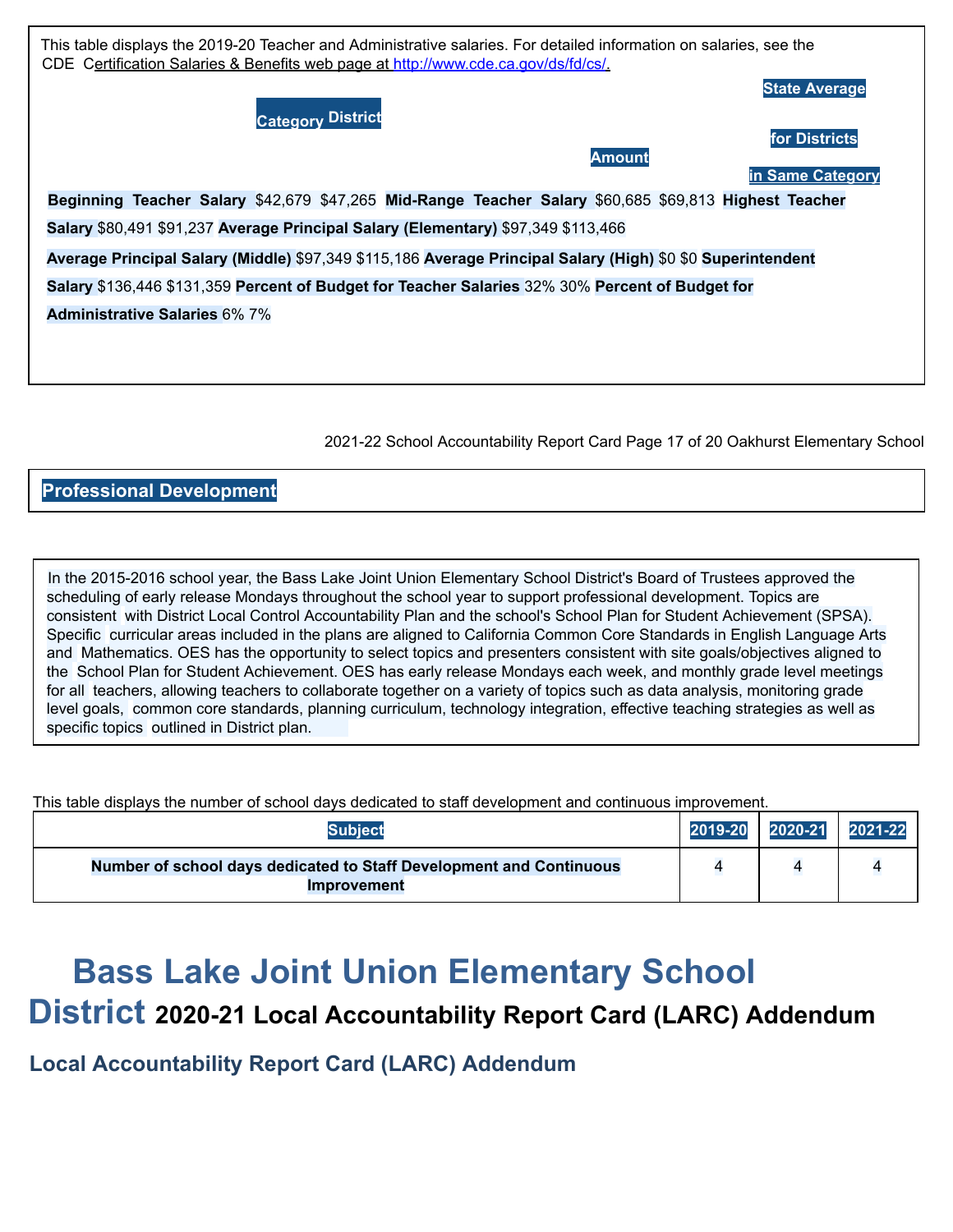This table displays the 2019-20 Teacher and Administrative salaries. For detailed information on salaries, see the CDE Certification Salaries & Benefits web page at http://www.cde.ca.gov/ds/fd/cs/.

| Category | District Amount | State Average for Districts in Same Category |
|---|---|---|
| Beginning Teacher Salary | $42,679 | $47,265 |
| Mid-Range Teacher Salary | $60,685 | $69,813 |
| Highest Teacher Salary | $80,491 | $91,237 |
| Average Principal Salary (Elementary) | $97,349 | $113,466 |
| Average Principal Salary (Middle) | $97,349 | $115,186 |
| Average Principal Salary (High) | $0 | $0 |
| Superintendent Salary | $136,446 | $131,359 |
| Percent of Budget for Teacher Salaries | 32% | 30% |
| Percent of Budget for Administrative Salaries | 6% | 7% |

## Professional Development

In the 2015-2016 school year, the Bass Lake Joint Union Elementary School District's Board of Trustees approved the scheduling of early release Mondays throughout the school year to support professional development. Topics are consistent with District Local Control Accountability Plan and the school's School Plan for Student Achievement (SPSA). Specific curricular areas included in the plans are aligned to California Common Core Standards in English Language Arts and Mathematics. OES has the opportunity to select topics and presenters consistent with site goals/objectives aligned to the School Plan for Student Achievement. OES has early release Mondays each week, and monthly grade level meetings for all teachers, allowing teachers to collaborate together on a variety of topics such as data analysis, monitoring grade level goals, common core standards, planning curriculum, technology integration, effective teaching strategies as well as specific topics outlined in District plan.

This table displays the number of school days dedicated to staff development and continuous improvement.

| Subject | 2019-20 | 2020-21 | 2021-22 |
|---|---|---|---|
| Number of school days dedicated to Staff Development and Continuous Improvement | 4 | 4 | 4 |

# Bass Lake Joint Union Elementary School District 2020-21 Local Accountability Report Card (LARC) Addendum

## Local Accountability Report Card (LARC) Addendum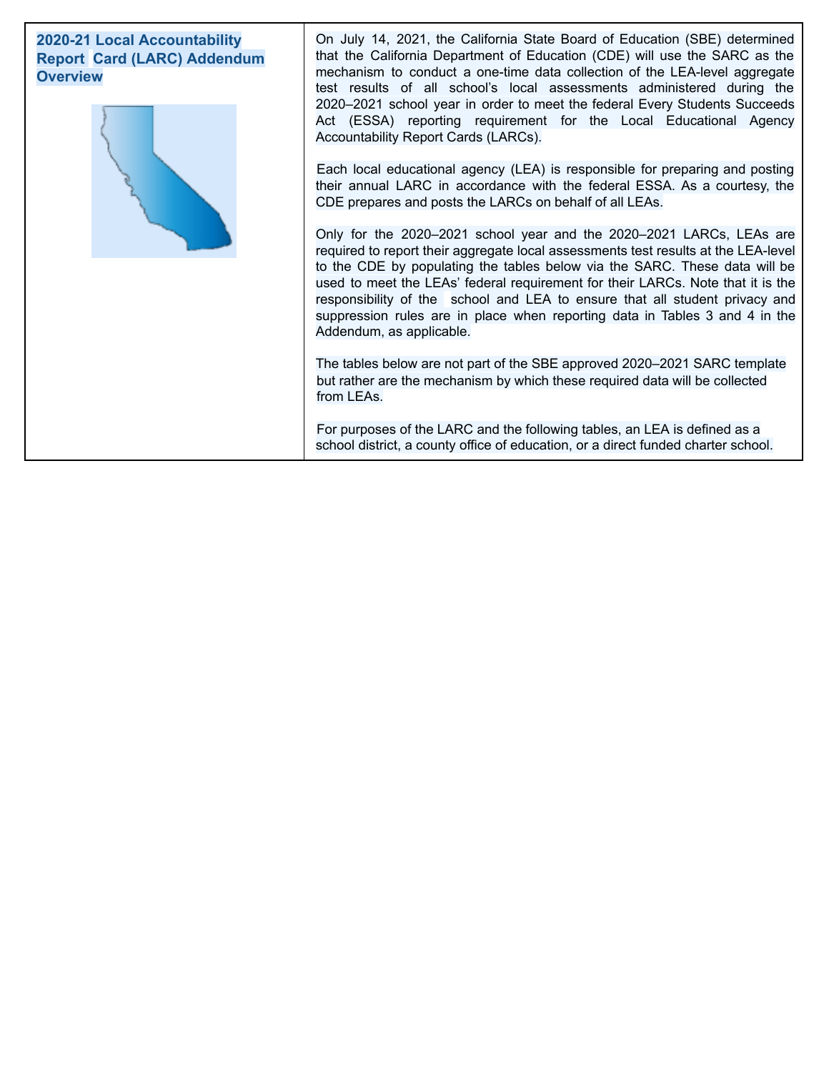## 2020-21 Local Accountability Report Card (LARC) Addendum Overview

On July 14, 2021, the California State Board of Education (SBE) determined that the California Department of Education (CDE) will use the SARC as the mechanism to conduct a one-time data collection of the LEA-level aggregate test results of all school's local assessments administered during the 2020–2021 school year in order to meet the federal Every Students Succeeds Act (ESSA) reporting requirement for the Local Educational Agency Accountability Report Cards (LARCs).

Each local educational agency (LEA) is responsible for preparing and posting their annual LARC in accordance with the federal ESSA. As a courtesy, the CDE prepares and posts the LARCs on behalf of all LEAs.

Only for the 2020–2021 school year and the 2020–2021 LARCs, LEAs are required to report their aggregate local assessments test results at the LEA-level to the CDE by populating the tables below via the SARC. These data will be used to meet the LEAs' federal requirement for their LARCs. Note that it is the responsibility of the school and LEA to ensure that all student privacy and suppression rules are in place when reporting data in Tables 3 and 4 in the Addendum, as applicable.

The tables below are not part of the SBE approved 2020–2021 SARC template but rather are the mechanism by which these required data will be collected from LEAs.

For purposes of the LARC and the following tables, an LEA is defined as a school district, a county office of education, or a direct funded charter school.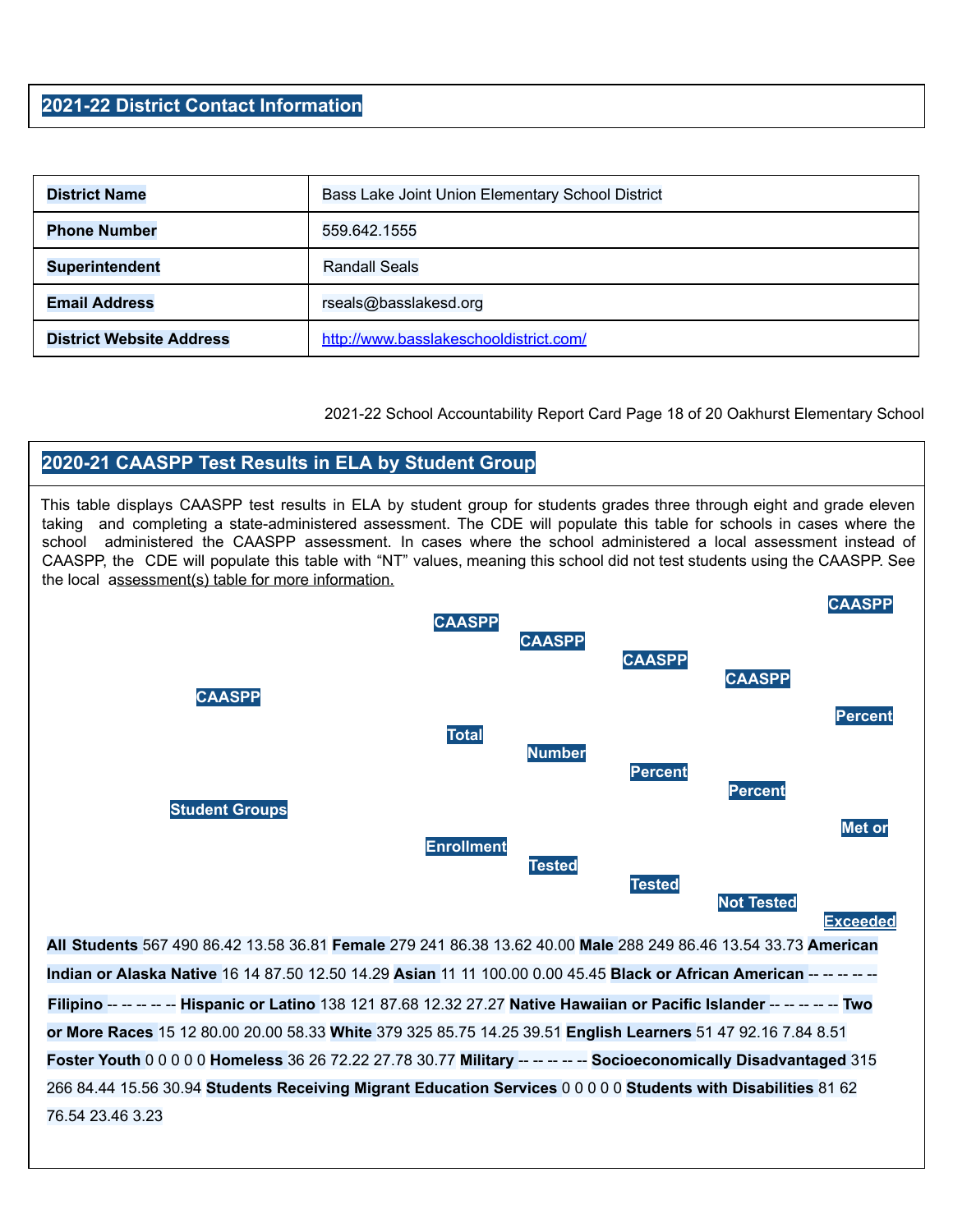## 2021-22 District Contact Information

| District Name | Bass Lake Joint Union Elementary School District |
|---|---|
| Phone Number | 559.642.1555 |
| Superintendent | Randall Seals |
| Email Address | rseals@basslakesd.org |
| District Website Address | http://www.basslakeschooldistrict.com/ |

## 2020-21 CAASPP Test Results in ELA by Student Group

This table displays CAASPP test results in ELA by student group for students grades three through eight and grade eleven taking and completing a state-administered assessment. The CDE will populate this table for schools in cases where the school administered the CAASPP assessment. In cases where the school administered a local assessment instead of CAASPP, the CDE will populate this table with "NT" values, meaning this school did not test students using the CAASPP. See the local assessment(s) table for more information.

| CAASPP Student Groups | CAASPP Total Enrollment | CAASPP Number Tested | CAASPP Percent Tested | CAASPP Percent Not Tested | CAASPP Percent Met or Exceeded |
|---|---|---|---|---|---|
| All Students | 567 | 490 | 86.42 | 13.58 | 36.81 |
| Female | 279 | 241 | 86.38 | 13.62 | 40.00 |
| Male | 288 | 249 | 86.46 | 13.54 | 33.73 |
| American Indian or Alaska Native | 16 | 14 | 87.50 | 12.50 | 14.29 |
| Asian | 11 | 11 | 100.00 | 0.00 | 45.45 |
| Black or African American | -- | -- | -- | -- | -- |
| Filipino | -- | -- | -- | -- | -- |
| Hispanic or Latino | 138 | 121 | 87.68 | 12.32 | 27.27 |
| Native Hawaiian or Pacific Islander | -- | -- | -- | -- | -- |
| Two or More Races | 15 | 12 | 80.00 | 20.00 | 58.33 |
| White | 379 | 325 | 85.75 | 14.25 | 39.51 |
| English Learners | 51 | 47 | 92.16 | 7.84 | 8.51 |
| Foster Youth | 0 | 0 | 0 | 0 | 0 |
| Homeless | 36 | 26 | 72.22 | 27.78 | 30.77 |
| Military | -- | -- | -- | -- | -- |
| Socioeconomically Disadvantaged | 315 | 266 | 84.44 | 15.56 | 30.94 |
| Students Receiving Migrant Education Services | 0 | 0 | 0 | 0 | 0 |
| Students with Disabilities | 81 | 62 | 76.54 | 23.46 | 3.23 |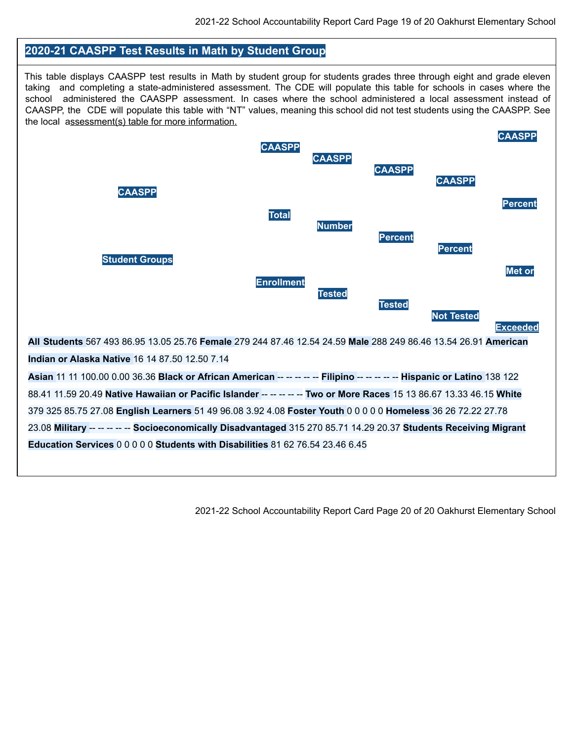## 2020-21 CAASPP Test Results in Math by Student Group

This table displays CAASPP test results in Math by student group for students grades three through eight and grade eleven taking and completing a state-administered assessment. The CDE will populate this table for schools in cases where the school administered the CAASPP assessment. In cases where the school administered a local assessment instead of CAASPP, the CDE will populate this table with "NT" values, meaning this school did not test students using the CAASPP. See the local assessment(s) table for more information.

| CAASPP Student Groups | CAASPP Total Enrollment | CAASPP Number Tested | CAASPP Percent Tested | CAASPP Percent Not Tested | CAASPP Percent Met or Exceeded |
|---|---|---|---|---|---|
| **All Students** | 567 | 493 | 86.95 | 13.05 | 25.76 |
| **Female** | 279 | 244 | 87.46 | 12.54 | 24.59 |
| **Male** | 288 | 249 | 86.46 | 13.54 | 26.91 |
| **American Indian or Alaska Native** | 16 | 14 | 87.50 | 12.50 | 7.14 |
| **Asian** | 11 | 11 | 100.00 | 0.00 | 36.36 |
| **Black or African American** | -- | -- | -- | -- | -- |
| **Filipino** | -- | -- | -- | -- | -- |
| **Hispanic or Latino** | 138 | 122 | 88.41 | 11.59 | 20.49 |
| **Native Hawaiian or Pacific Islander** | -- | -- | -- | -- | -- |
| **Two or More Races** | 15 | 13 | 86.67 | 13.33 | 46.15 |
| **White** | 379 | 325 | 85.75 | 27.08 | |
| **English Learners** | 51 | 49 | 96.08 | 3.92 | 4.08 |
| **Foster Youth** | 0 | 0 | 0 | 0 | 0 |
| **Homeless** | 36 | 26 | 72.22 | 27.78 | 23.08 |
| **Military** | -- | -- | -- | -- | -- |
| **Socioeconomically Disadvantaged** | 315 | 270 | 85.71 | 14.29 | 20.37 |
| **Students Receiving Migrant Education Services** | 0 | 0 | 0 | 0 | 0 |
| **Students with Disabilities** | 81 | 62 | 76.54 | 23.46 | 6.45 |